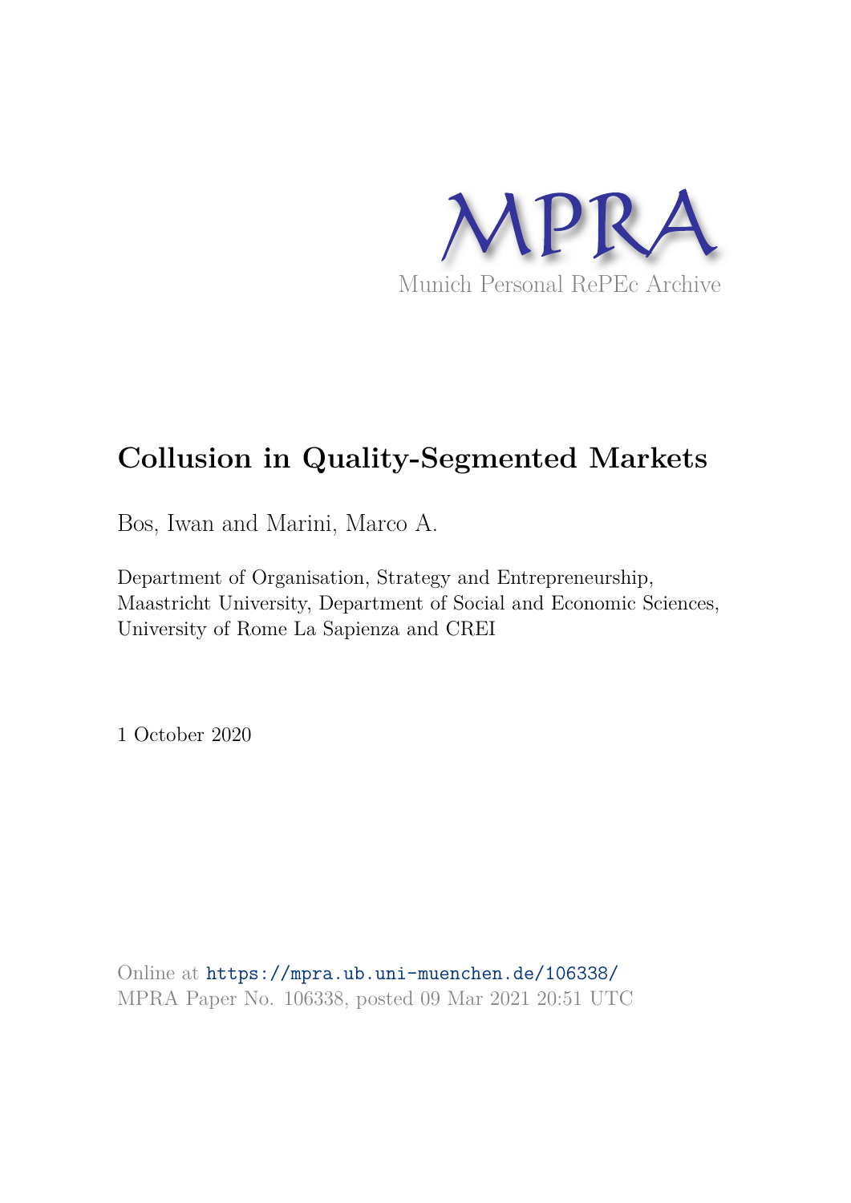MPRA

Munich Personal RePEc Archive

# Collusion in Quality-Segmented Markets

Bos, Iwan and Marini, Marco A.

Department of Organisation, Strategy and Entrepreneurship, Maastricht University, Department of Social and Economic Sciences, University of Rome La Sapienza and CREI

1 October 2020

Online at https://mpra.ub.uni-muenchen.de/106338/
MPRA Paper No. 106338, posted 09 Mar 2021 20:51 UTC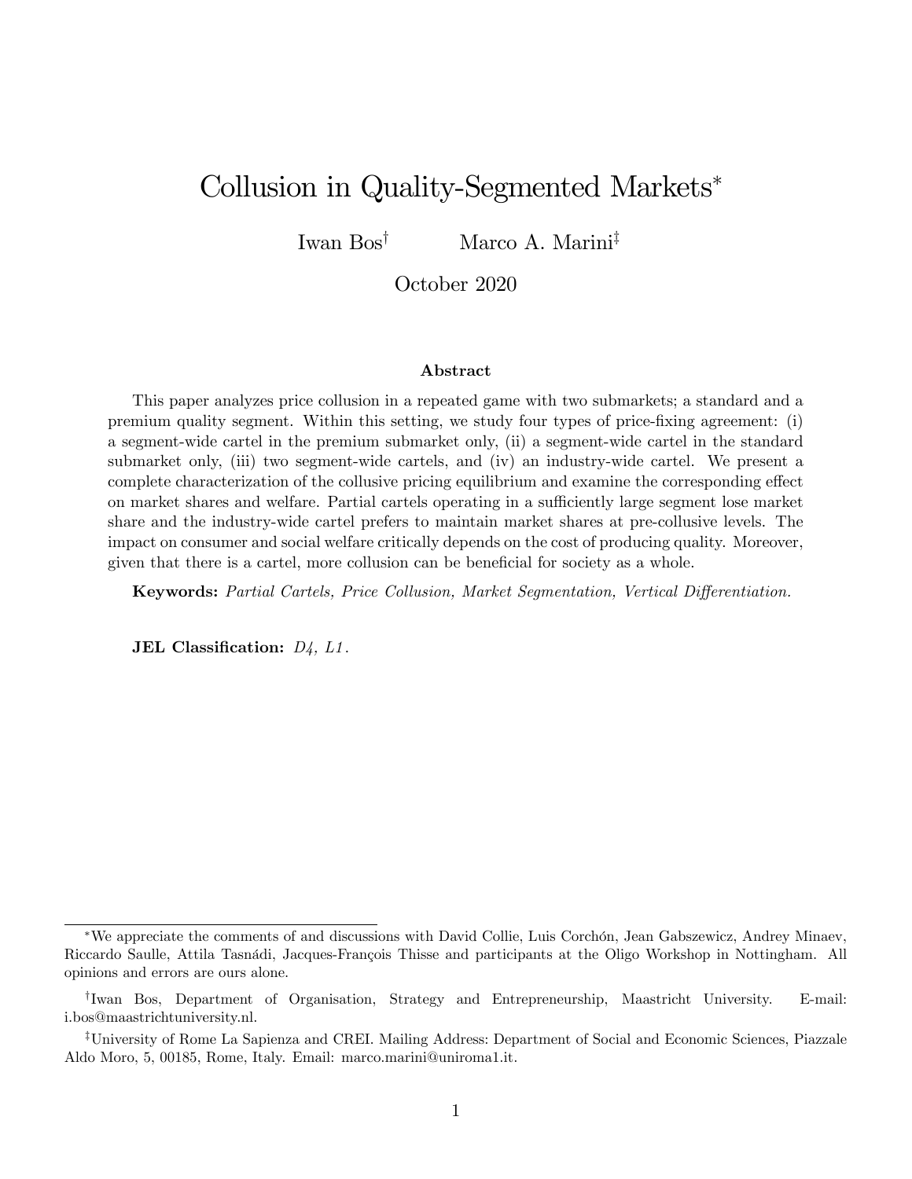# Collusion in Quality-Segmented Markets*

Iwan Bos[†] Marco A. Marini[‡]

October 2020

### Abstract

This paper analyzes price collusion in a repeated game with two submarkets; a standard and a premium quality segment. Within this setting, we study four types of price-fixing agreement: (i) a segment-wide cartel in the premium submarket only, (ii) a segment-wide cartel in the standard submarket only, (iii) two segment-wide cartels, and (iv) an industry-wide cartel. We present a complete characterization of the collusive pricing equilibrium and examine the corresponding effect on market shares and welfare. Partial cartels operating in a sufficiently large segment lose market share and the industry-wide cartel prefers to maintain market shares at pre-collusive levels. The impact on consumer and social welfare critically depends on the cost of producing quality. Moreover, given that there is a cartel, more collusion can be beneficial for society as a whole.

**Keywords:** *Partial Cartels, Price Collusion, Market Segmentation, Vertical Differentiation.*

**JEL Classification:** *D4, L1.*

---

*We appreciate the comments of and discussions with David Collie, Luis Corchón, Jean Gabszewicz, Andrey Minaev, Riccardo Saulle, Attila Tasnádi, Jacques-François Thisse and participants at the Oligo Workshop in Nottingham. All opinions and errors are ours alone.

[†]Iwan Bos, Department of Organisation, Strategy and Entrepreneurship, Maastricht University. E-mail: i.bos@maastrichtuniversity.nl.

[‡]University of Rome La Sapienza and CREI. Mailing Address: Department of Social and Economic Sciences, Piazzale Aldo Moro, 5, 00185, Rome, Italy. Email: marco.marini@uniroma1.it.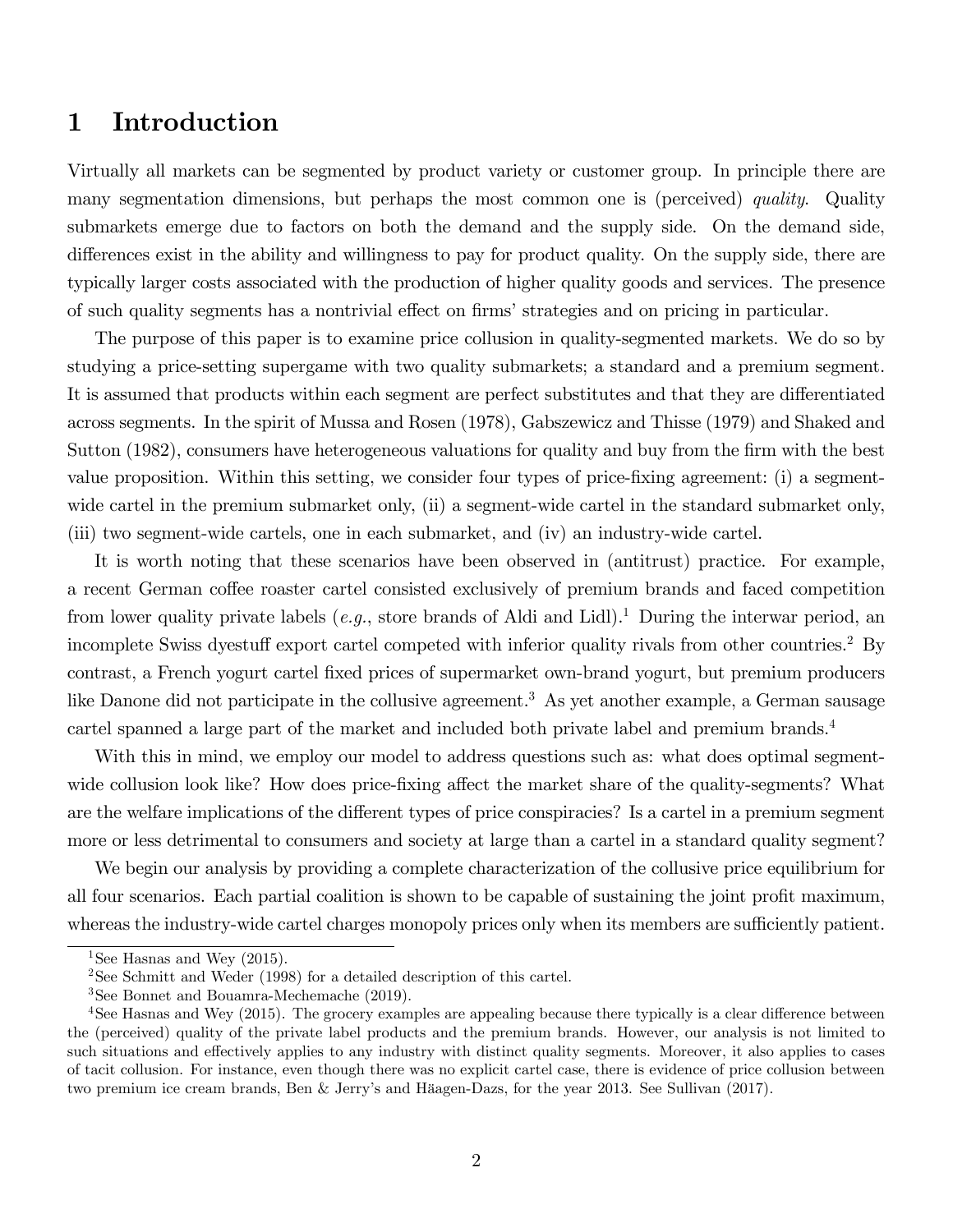# 1 Introduction

Virtually all markets can be segmented by product variety or customer group. In principle there are many segmentation dimensions, but perhaps the most common one is (perceived) *quality*. Quality submarkets emerge due to factors on both the demand and the supply side. On the demand side, differences exist in the ability and willingness to pay for product quality. On the supply side, there are typically larger costs associated with the production of higher quality goods and services. The presence of such quality segments has a nontrivial effect on firms' strategies and on pricing in particular.

The purpose of this paper is to examine price collusion in quality-segmented markets. We do so by studying a price-setting supergame with two quality submarkets; a standard and a premium segment. It is assumed that products within each segment are perfect substitutes and that they are differentiated across segments. In the spirit of Mussa and Rosen (1978), Gabszewicz and Thisse (1979) and Shaked and Sutton (1982), consumers have heterogeneous valuations for quality and buy from the firm with the best value proposition. Within this setting, we consider four types of price-fixing agreement: (i) a segment-wide cartel in the premium submarket only, (ii) a segment-wide cartel in the standard submarket only, (iii) two segment-wide cartels, one in each submarket, and (iv) an industry-wide cartel.

It is worth noting that these scenarios have been observed in (antitrust) practice. For example, a recent German coffee roaster cartel consisted exclusively of premium brands and faced competition from lower quality private labels (*e.g.*, store brands of Aldi and Lidl).[1] During the interwar period, an incomplete Swiss dyestuff export cartel competed with inferior quality rivals from other countries.[2] By contrast, a French yogurt cartel fixed prices of supermarket own-brand yogurt, but premium producers like Danone did not participate in the collusive agreement.[3] As yet another example, a German sausage cartel spanned a large part of the market and included both private label and premium brands.[4]

With this in mind, we employ our model to address questions such as: what does optimal segment-wide collusion look like? How does price-fixing affect the market share of the quality-segments? What are the welfare implications of the different types of price conspiracies? Is a cartel in a premium segment more or less detrimental to consumers and society at large than a cartel in a standard quality segment?

We begin our analysis by providing a complete characterization of the collusive price equilibrium for all four scenarios. Each partial coalition is shown to be capable of sustaining the joint profit maximum, whereas the industry-wide cartel charges monopoly prices only when its members are sufficiently patient.

---

[1] See Hasnas and Wey (2015).

[2] See Schmitt and Weder (1998) for a detailed description of this cartel.

[3] See Bonnet and Bouamra-Mechemache (2019).

[4] See Hasnas and Wey (2015). The grocery examples are appealing because there typically is a clear difference between the (perceived) quality of the private label products and the premium brands. However, our analysis is not limited to such situations and effectively applies to any industry with distinct quality segments. Moreover, it also applies to cases of tacit collusion. For instance, even though there was no explicit cartel case, there is evidence of price collusion between two premium ice cream brands, Ben & Jerry's and Häagen-Dazs, for the year 2013. See Sullivan (2017).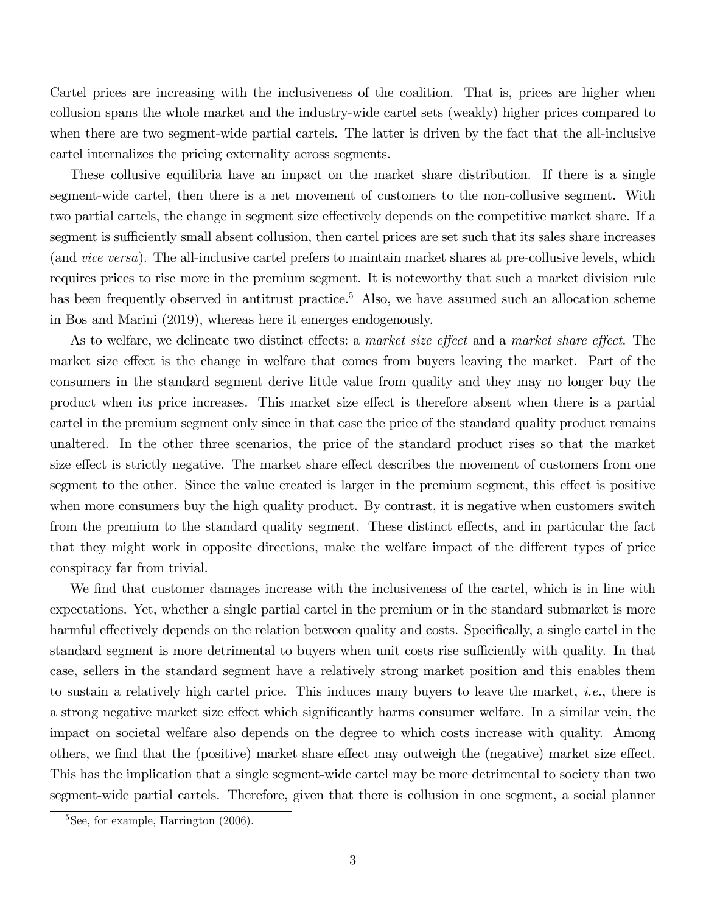Cartel prices are increasing with the inclusiveness of the coalition. That is, prices are higher when collusion spans the whole market and the industry-wide cartel sets (weakly) higher prices compared to when there are two segment-wide partial cartels. The latter is driven by the fact that the all-inclusive cartel internalizes the pricing externality across segments.

These collusive equilibria have an impact on the market share distribution. If there is a single segment-wide cartel, then there is a net movement of customers to the non-collusive segment. With two partial cartels, the change in segment size effectively depends on the competitive market share. If a segment is sufficiently small absent collusion, then cartel prices are set such that its sales share increases (and *vice versa*). The all-inclusive cartel prefers to maintain market shares at pre-collusive levels, which requires prices to rise more in the premium segment. It is noteworthy that such a market division rule has been frequently observed in antitrust practice.[5] Also, we have assumed such an allocation scheme in Bos and Marini (2019), whereas here it emerges endogenously.

As to welfare, we delineate two distinct effects: a *market size effect* and a *market share effect*. The market size effect is the change in welfare that comes from buyers leaving the market. Part of the consumers in the standard segment derive little value from quality and they may no longer buy the product when its price increases. This market size effect is therefore absent when there is a partial cartel in the premium segment only since in that case the price of the standard quality product remains unaltered. In the other three scenarios, the price of the standard product rises so that the market size effect is strictly negative. The market share effect describes the movement of customers from one segment to the other. Since the value created is larger in the premium segment, this effect is positive when more consumers buy the high quality product. By contrast, it is negative when customers switch from the premium to the standard quality segment. These distinct effects, and in particular the fact that they might work in opposite directions, make the welfare impact of the different types of price conspiracy far from trivial.

We find that customer damages increase with the inclusiveness of the cartel, which is in line with expectations. Yet, whether a single partial cartel in the premium or in the standard submarket is more harmful effectively depends on the relation between quality and costs. Specifically, a single cartel in the standard segment is more detrimental to buyers when unit costs rise sufficiently with quality. In that case, sellers in the standard segment have a relatively strong market position and this enables them to sustain a relatively high cartel price. This induces many buyers to leave the market, *i.e.*, there is a strong negative market size effect which significantly harms consumer welfare. In a similar vein, the impact on societal welfare also depends on the degree to which costs increase with quality. Among others, we find that the (positive) market share effect may outweigh the (negative) market size effect. This has the implication that a single segment-wide cartel may be more detrimental to society than two segment-wide partial cartels. Therefore, given that there is collusion in one segment, a social planner

[5] See, for example, Harrington (2006).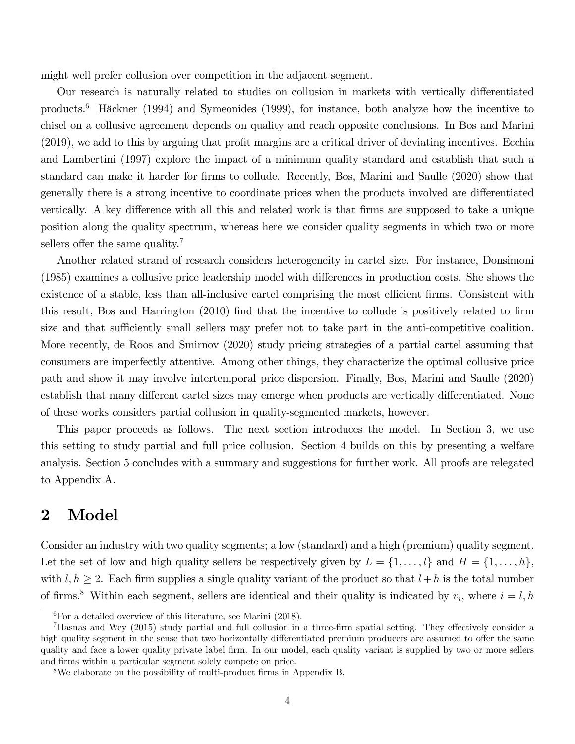might well prefer collusion over competition in the adjacent segment.

Our research is naturally related to studies on collusion in markets with vertically differentiated products.[6] Häckner (1994) and Symeonides (1999), for instance, both analyze how the incentive to chisel on a collusive agreement depends on quality and reach opposite conclusions. In Bos and Marini (2019), we add to this by arguing that profit margins are a critical driver of deviating incentives. Ecchia and Lambertini (1997) explore the impact of a minimum quality standard and establish that such a standard can make it harder for firms to collude. Recently, Bos, Marini and Saulle (2020) show that generally there is a strong incentive to coordinate prices when the products involved are differentiated vertically. A key difference with all this and related work is that firms are supposed to take a unique position along the quality spectrum, whereas here we consider quality segments in which two or more sellers offer the same quality.[7]

Another related strand of research considers heterogeneity in cartel size. For instance, Donsimoni (1985) examines a collusive price leadership model with differences in production costs. She shows the existence of a stable, less than all-inclusive cartel comprising the most efficient firms. Consistent with this result, Bos and Harrington (2010) find that the incentive to collude is positively related to firm size and that sufficiently small sellers may prefer not to take part in the anti-competitive coalition. More recently, de Roos and Smirnov (2020) study pricing strategies of a partial cartel assuming that consumers are imperfectly attentive. Among other things, they characterize the optimal collusive price path and show it may involve intertemporal price dispersion. Finally, Bos, Marini and Saulle (2020) establish that many different cartel sizes may emerge when products are vertically differentiated. None of these works considers partial collusion in quality-segmented markets, however.

This paper proceeds as follows. The next section introduces the model. In Section 3, we use this setting to study partial and full price collusion. Section 4 builds on this by presenting a welfare analysis. Section 5 concludes with a summary and suggestions for further work. All proofs are relegated to Appendix A.

## 2 Model

Consider an industry with two quality segments; a low (standard) and a high (premium) quality segment. Let the set of low and high quality sellers be respectively given by $L = \{1, \ldots, l\}$ and $H = \{1, \ldots, h\}$, with $l, h \geq 2$. Each firm supplies a single quality variant of the product so that $l + h$ is the total number of firms.[8] Within each segment, sellers are identical and their quality is indicated by $v_i$, where $i = l, h$

---

[6] For a detailed overview of this literature, see Marini (2018).

[7] Hasnas and Wey (2015) study partial and full collusion in a three-firm spatial setting. They effectively consider a high quality segment in the sense that two horizontally differentiated premium producers are assumed to offer the same quality and face a lower quality private label firm. In our model, each quality variant is supplied by two or more sellers and firms within a particular segment solely compete on price.

[8] We elaborate on the possibility of multi-product firms in Appendix B.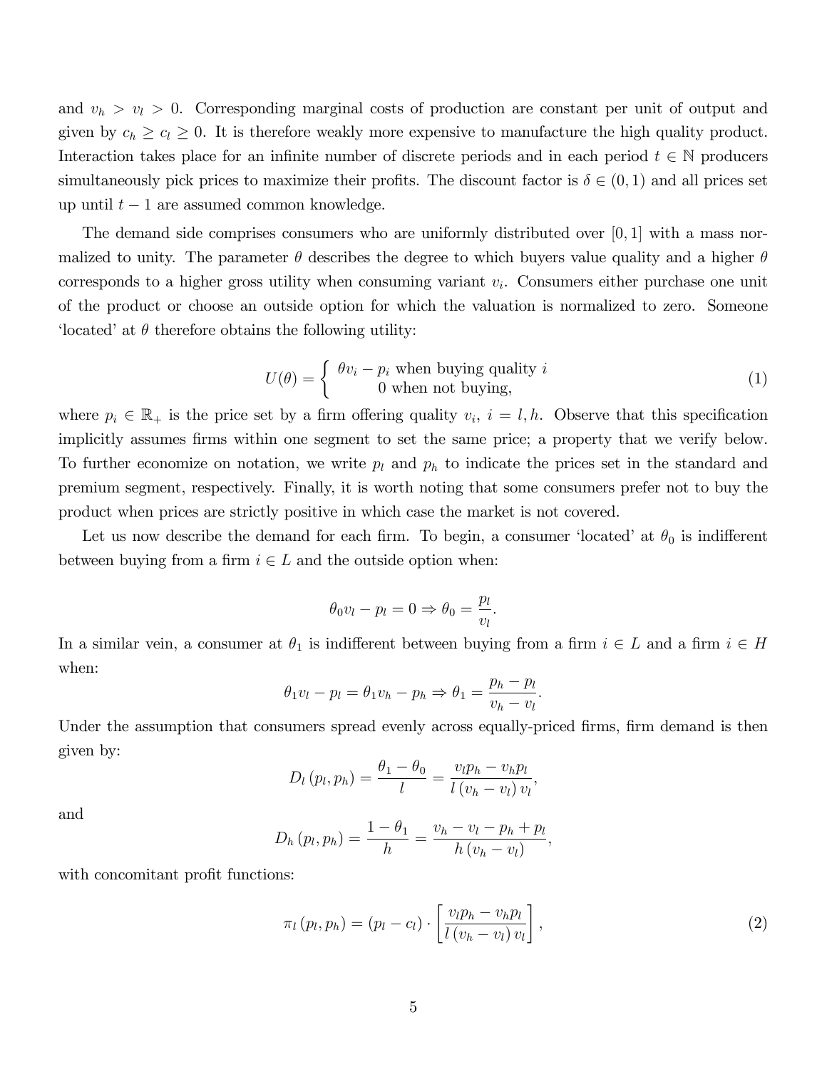and $v_h > v_l > 0$. Corresponding marginal costs of production are constant per unit of output and given by $c_h \geq c_l \geq 0$. It is therefore weakly more expensive to manufacture the high quality product. Interaction takes place for an infinite number of discrete periods and in each period $t \in \mathbb{N}$ producers simultaneously pick prices to maximize their profits. The discount factor is $\delta \in (0, 1)$ and all prices set up until $t - 1$ are assumed common knowledge.

The demand side comprises consumers who are uniformly distributed over $[0, 1]$ with a mass normalized to unity. The parameter $\theta$ describes the degree to which buyers value quality and a higher $\theta$ corresponds to a higher gross utility when consuming variant $v_i$. Consumers either purchase one unit of the product or choose an outside option for which the valuation is normalized to zero. Someone 'located' at $\theta$ therefore obtains the following utility:

$$U(\theta) = \begin{cases} \theta v_i - p_i \text{ when buying quality } i \\ 0 \text{ when not buying,} \end{cases} \tag{1}$$

where $p_i \in \mathbb{R}_+$ is the price set by a firm offering quality $v_i$, $i = l, h$. Observe that this specification implicitly assumes firms within one segment to set the same price; a property that we verify below. To further economize on notation, we write $p_l$ and $p_h$ to indicate the prices set in the standard and premium segment, respectively. Finally, it is worth noting that some consumers prefer not to buy the product when prices are strictly positive in which case the market is not covered.

Let us now describe the demand for each firm. To begin, a consumer 'located' at $\theta_0$ is indifferent between buying from a firm $i \in L$ and the outside option when:

$$\theta_0 v_l - p_l = 0 \Rightarrow \theta_0 = \frac{p_l}{v_l}.$$

In a similar vein, a consumer at $\theta_1$ is indifferent between buying from a firm $i \in L$ and a firm $i \in H$ when:

$$\theta_1 v_l - p_l = \theta_1 v_h - p_h \Rightarrow \theta_1 = \frac{p_h - p_l}{v_h - v_l}.$$

Under the assumption that consumers spread evenly across equally-priced firms, firm demand is then given by:

$$D_l(p_l, p_h) = \frac{\theta_1 - \theta_0}{l} = \frac{v_l p_h - v_h p_l}{l(v_h - v_l) v_l},$$

and

$$D_h(p_l, p_h) = \frac{1 - \theta_1}{h} = \frac{v_h - v_l - p_h + p_l}{h(v_h - v_l)},$$

with concomitant profit functions:

$$\pi_l(p_l, p_h) = (p_l - c_l) \cdot \left[\frac{v_l p_h - v_h p_l}{l(v_h - v_l) v_l}\right], \tag{2}$$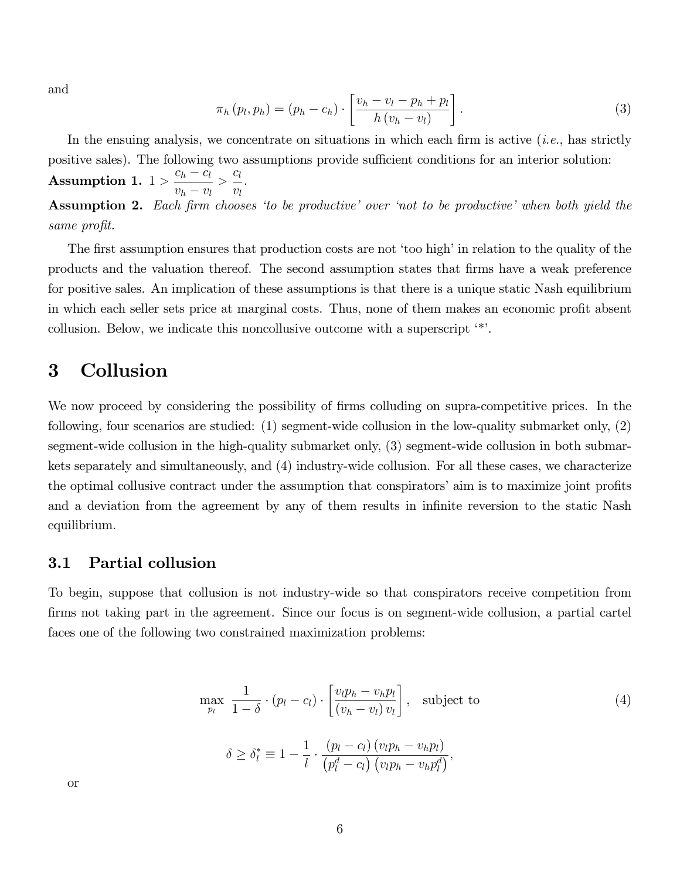and

$$\pi_h(p_l, p_h) = (p_h - c_h) \cdot \left[ \frac{v_h - v_l - p_h + p_l}{h(v_h - v_l)} \right]. \tag{3}$$

In the ensuing analysis, we concentrate on situations in which each firm is active (*i.e.*, has strictly positive sales). The following two assumptions provide sufficient conditions for an interior solution:

**Assumption 1.** $1 > \dfrac{c_h - c_l}{v_h - v_l} > \dfrac{c_l}{v_l}$.

**Assumption 2.** *Each firm chooses 'to be productive' over 'not to be productive' when both yield the same profit.*

The first assumption ensures that production costs are not 'too high' in relation to the quality of the products and the valuation thereof. The second assumption states that firms have a weak preference for positive sales. An implication of these assumptions is that there is a unique static Nash equilibrium in which each seller sets price at marginal costs. Thus, none of them makes an economic profit absent collusion. Below, we indicate this noncollusive outcome with a superscript '\*'.

# 3 Collusion

We now proceed by considering the possibility of firms colluding on supra-competitive prices. In the following, four scenarios are studied: (1) segment-wide collusion in the low-quality submarket only, (2) segment-wide collusion in the high-quality submarket only, (3) segment-wide collusion in both submarkets separately and simultaneously, and (4) industry-wide collusion. For all these cases, we characterize the optimal collusive contract under the assumption that conspirators' aim is to maximize joint profits and a deviation from the agreement by any of them results in infinite reversion to the static Nash equilibrium.

## 3.1 Partial collusion

To begin, suppose that collusion is not industry-wide so that conspirators receive competition from firms not taking part in the agreement. Since our focus is on segment-wide collusion, a partial cartel faces one of the following two constrained maximization problems:

$$\max_{p_l} \ \frac{1}{1-\delta} \cdot (p_l - c_l) \cdot \left[ \frac{v_l p_h - v_h p_l}{(v_h - v_l) v_l} \right], \quad \text{subject to} \tag{4}$$

$$\delta \geq \delta_l^* \equiv 1 - \frac{1}{l} \cdot \frac{(p_l - c_l)(v_l p_h - v_h p_l)}{\left(p_l^d - c_l\right)\left(v_l p_h - v_h p_l^d\right)},$$

or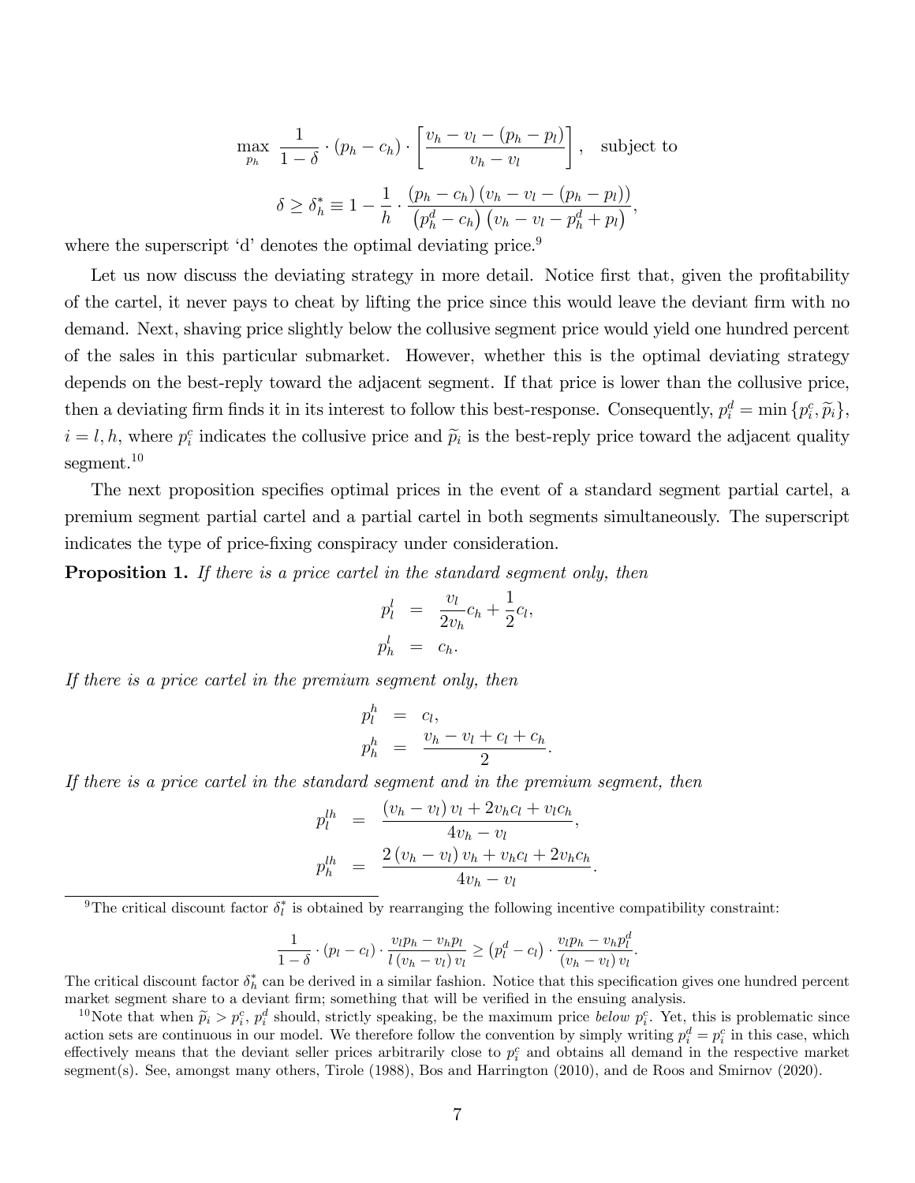$$\max_{p_h} \ \frac{1}{1-\delta} \cdot (p_h - c_h) \cdot \left[ \frac{v_h - v_l - (p_h - p_l)}{v_h - v_l} \right], \quad \text{subject to}$$

$$\delta \geq \delta_h^* \equiv 1 - \frac{1}{h} \cdot \frac{(p_h - c_h)(v_h - v_l - (p_h - p_l))}{(p_h^d - c_h)(v_h - v_l - p_h^d + p_l)},$$

where the superscript 'd' denotes the optimal deviating price.[9]

Let us now discuss the deviating strategy in more detail. Notice first that, given the profitability of the cartel, it never pays to cheat by lifting the price since this would leave the deviant firm with no demand. Next, shaving price slightly below the collusive segment price would yield one hundred percent of the sales in this particular submarket. However, whether this is the optimal deviating strategy depends on the best-reply toward the adjacent segment. If that price is lower than the collusive price, then a deviating firm finds it in its interest to follow this best-response. Consequently, $p_i^d = \min\{p_i^c, \widetilde{p}_i\}$, $i = l, h$, where $p_i^c$ indicates the collusive price and $\widetilde{p}_i$ is the best-reply price toward the adjacent quality segment.[10]

The next proposition specifies optimal prices in the event of a standard segment partial cartel, a premium segment partial cartel and a partial cartel in both segments simultaneously. The superscript indicates the type of price-fixing conspiracy under consideration.

**Proposition 1.** *If there is a price cartel in the standard segment only, then*

$$p_l^l = \frac{v_l}{2v_h} c_h + \frac{1}{2} c_l,$$
$$p_h^l = c_h.$$

*If there is a price cartel in the premium segment only, then*

$$p_l^h = c_l,$$
$$p_h^h = \frac{v_h - v_l + c_l + c_h}{2}.$$

*If there is a price cartel in the standard segment and in the premium segment, then*

$$p_l^{lh} = \frac{(v_h - v_l) v_l + 2v_h c_l + v_l c_h}{4v_h - v_l},$$
$$p_h^{lh} = \frac{2(v_h - v_l) v_h + v_h c_l + 2v_h c_h}{4v_h - v_l}.$$

---

[9] The critical discount factor $\delta_l^*$ is obtained by rearranging the following incentive compatibility constraint:

$$\frac{1}{1-\delta} \cdot (p_l - c_l) \cdot \frac{v_l p_h - v_h p_l}{l(v_h - v_l) v_l} \geq (p_l^d - c_l) \cdot \frac{v_l p_h - v_h p_l^d}{(v_h - v_l) v_l}.$$

The critical discount factor $\delta_h^*$ can be derived in a similar fashion. Notice that this specification gives one hundred percent market segment share to a deviant firm; something that will be verified in the ensuing analysis.

[10] Note that when $\widetilde{p}_i > p_i^c$, $p_i^d$ should, strictly speaking, be the maximum price *below* $p_i^c$. Yet, this is problematic since action sets are continuous in our model. We therefore follow the convention by simply writing $p_i^d = p_i^c$ in this case, which effectively means that the deviant seller prices arbitrarily close to $p_i^c$ and obtains all demand in the respective market segment(s). See, amongst many others, Tirole (1988), Bos and Harrington (2010), and de Roos and Smirnov (2020).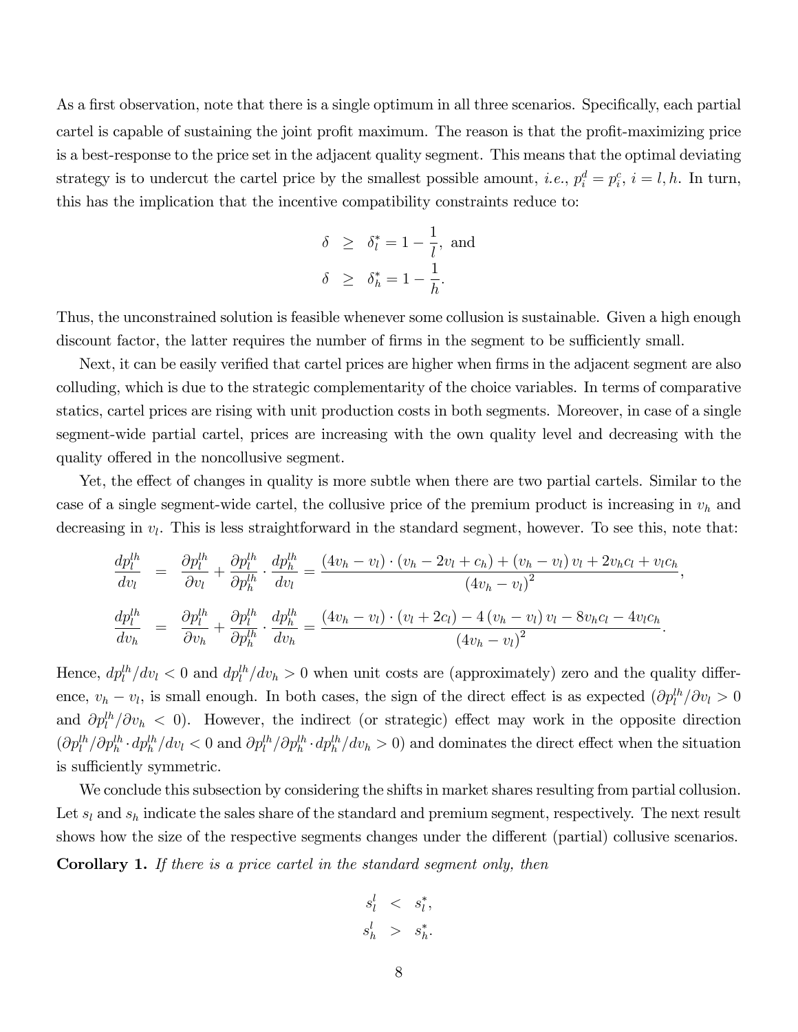As a first observation, note that there is a single optimum in all three scenarios. Specifically, each partial cartel is capable of sustaining the joint profit maximum. The reason is that the profit-maximizing price is a best-response to the price set in the adjacent quality segment. This means that the optimal deviating strategy is to undercut the cartel price by the smallest possible amount, *i.e.*, $p_i^d = p_i^c$, $i = l, h$. In turn, this has the implication that the incentive compatibility constraints reduce to:

$$
\begin{aligned}
\delta &\geq \delta_l^* = 1 - \frac{1}{l}, \text{ and} \\
\delta &\geq \delta_h^* = 1 - \frac{1}{h}.
\end{aligned}
$$

Thus, the unconstrained solution is feasible whenever some collusion is sustainable. Given a high enough discount factor, the latter requires the number of firms in the segment to be sufficiently small.

Next, it can be easily verified that cartel prices are higher when firms in the adjacent segment are also colluding, which is due to the strategic complementarity of the choice variables. In terms of comparative statics, cartel prices are rising with unit production costs in both segments. Moreover, in case of a single segment-wide partial cartel, prices are increasing with the own quality level and decreasing with the quality offered in the noncollusive segment.

Yet, the effect of changes in quality is more subtle when there are two partial cartels. Similar to the case of a single segment-wide cartel, the collusive price of the premium product is increasing in $v_h$ and decreasing in $v_l$. This is less straightforward in the standard segment, however. To see this, note that:

$$
\begin{aligned}
\frac{dp_l^{lh}}{dv_l} &= \frac{\partial p_l^{lh}}{\partial v_l} + \frac{\partial p_l^{lh}}{\partial p_h^{lh}} \cdot \frac{dp_h^{lh}}{dv_l} = \frac{(4v_h - v_l) \cdot (v_h - 2v_l + c_h) + (v_h - v_l)\, v_l + 2v_h c_l + v_l c_h}{(4v_h - v_l)^2}, \\
\frac{dp_l^{lh}}{dv_h} &= \frac{\partial p_l^{lh}}{\partial v_h} + \frac{\partial p_l^{lh}}{\partial p_h^{lh}} \cdot \frac{dp_h^{lh}}{dv_h} = \frac{(4v_h - v_l) \cdot (v_l + 2c_l) - 4\,(v_h - v_l)\, v_l - 8v_h c_l - 4v_l c_h}{(4v_h - v_l)^2}.
\end{aligned}
$$

Hence, $dp_l^{lh}/dv_l < 0$ and $dp_l^{lh}/dv_h > 0$ when unit costs are (approximately) zero and the quality difference, $v_h - v_l$, is small enough. In both cases, the sign of the direct effect is as expected ($\partial p_l^{lh}/\partial v_l > 0$ and $\partial p_l^{lh}/\partial v_h < 0$). However, the indirect (or strategic) effect may work in the opposite direction ($\partial p_l^{lh}/\partial p_h^{lh} \cdot dp_h^{lh}/dv_l < 0$ and $\partial p_l^{lh}/\partial p_h^{lh} \cdot dp_h^{lh}/dv_h > 0$) and dominates the direct effect when the situation is sufficiently symmetric.

We conclude this subsection by considering the shifts in market shares resulting from partial collusion. Let $s_l$ and $s_h$ indicate the sales share of the standard and premium segment, respectively. The next result shows how the size of the respective segments changes under the different (partial) collusive scenarios.

**Corollary 1.** *If there is a price cartel in the standard segment only, then*

$$
\begin{aligned}
s_l^l &< s_l^*, \\
s_h^l &> s_h^*.
\end{aligned}
$$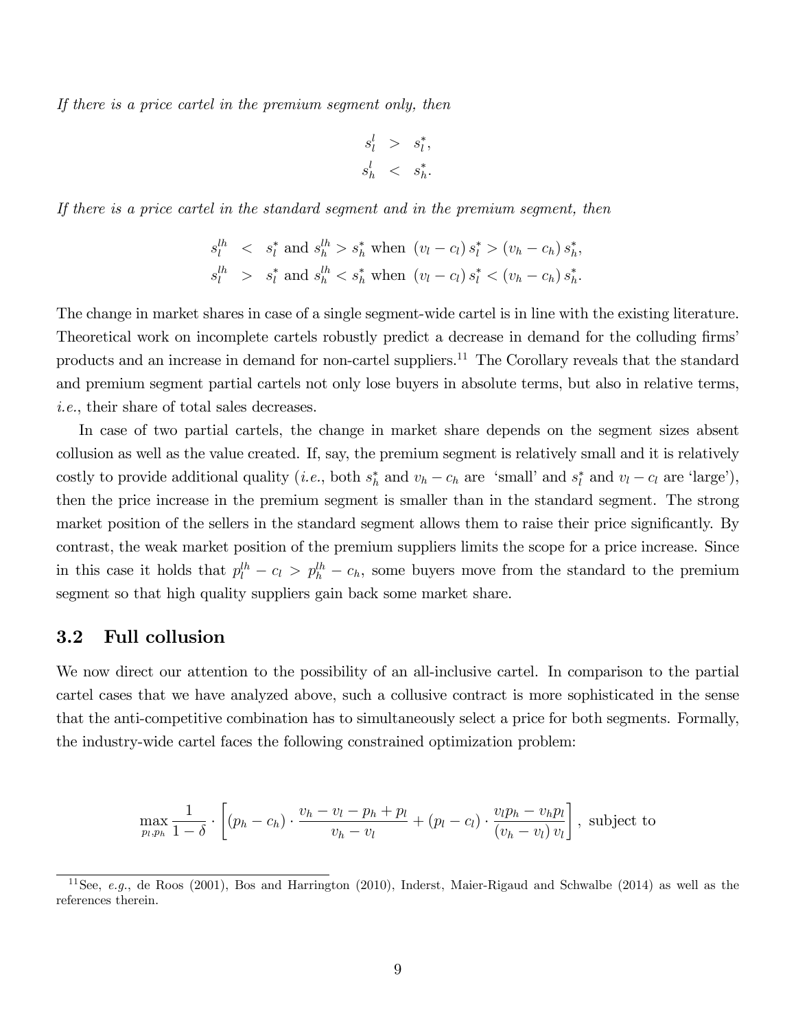*If there is a price cartel in the premium segment only, then*

$$
\begin{aligned}
s_l^l &> s_l^*, \\
s_h^l &< s_h^*.
\end{aligned}
$$

*If there is a price cartel in the standard segment and in the premium segment, then*

$$
\begin{aligned}
s_l^{lh} &< s_l^* \text{ and } s_h^{lh} > s_h^* \text{ when } (v_l - c_l)\, s_l^* > (v_h - c_h)\, s_h^*, \\
s_l^{lh} &> s_l^* \text{ and } s_h^{lh} < s_h^* \text{ when } (v_l - c_l)\, s_l^* < (v_h - c_h)\, s_h^*.
\end{aligned}
$$

The change in market shares in case of a single segment-wide cartel is in line with the existing literature. Theoretical work on incomplete cartels robustly predict a decrease in demand for the colluding firms' products and an increase in demand for non-cartel suppliers.[11] The Corollary reveals that the standard and premium segment partial cartels not only lose buyers in absolute terms, but also in relative terms, *i.e.*, their share of total sales decreases.

In case of two partial cartels, the change in market share depends on the segment sizes absent collusion as well as the value created. If, say, the premium segment is relatively small and it is relatively costly to provide additional quality (*i.e.*, both $s_h^*$ and $v_h - c_h$ are 'small' and $s_l^*$ and $v_l - c_l$ are 'large'), then the price increase in the premium segment is smaller than in the standard segment. The strong market position of the sellers in the standard segment allows them to raise their price significantly. By contrast, the weak market position of the premium suppliers limits the scope for a price increase. Since in this case it holds that $p_l^{lh} - c_l > p_h^{lh} - c_h$, some buyers move from the standard to the premium segment so that high quality suppliers gain back some market share.

### 3.2 Full collusion

We now direct our attention to the possibility of an all-inclusive cartel. In comparison to the partial cartel cases that we have analyzed above, such a collusive contract is more sophisticated in the sense that the anti-competitive combination has to simultaneously select a price for both segments. Formally, the industry-wide cartel faces the following constrained optimization problem:

$$
\max_{p_l, p_h} \frac{1}{1-\delta} \cdot \left[ (p_h - c_h) \cdot \frac{v_h - v_l - p_h + p_l}{v_h - v_l} + (p_l - c_l) \cdot \frac{v_l p_h - v_h p_l}{(v_h - v_l)\, v_l} \right], \text{ subject to}
$$

[11] See, *e.g.*, de Roos (2001), Bos and Harrington (2010), Inderst, Maier-Rigaud and Schwalbe (2014) as well as the references therein.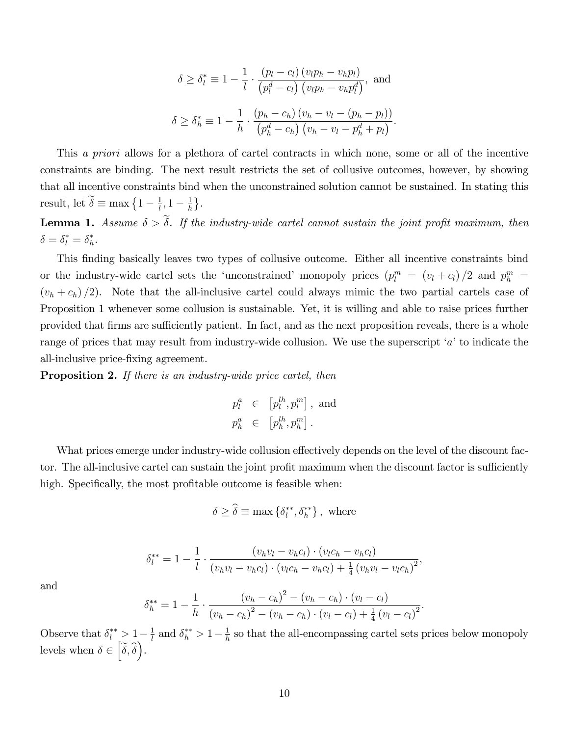$$\delta \geq \delta_l^* \equiv 1 - \frac{1}{l} \cdot \frac{(p_l - c_l)(v_l p_h - v_h p_l)}{\left(p_l^d - c_l\right)\left(v_l p_h - v_h p_l^d\right)}, \text{ and}$$

$$\delta \geq \delta_h^* \equiv 1 - \frac{1}{h} \cdot \frac{(p_h - c_h)(v_h - v_l - (p_h - p_l))}{\left(p_h^d - c_h\right)\left(v_h - v_l - p_h^d + p_l\right)}.$$

This *a priori* allows for a plethora of cartel contracts in which none, some or all of the incentive constraints are binding. The next result restricts the set of collusive outcomes, however, by showing that all incentive constraints bind when the unconstrained solution cannot be sustained. In stating this result, let $\widetilde{\delta} \equiv \max\left\{1 - \frac{1}{l}, 1 - \frac{1}{h}\right\}$.

**Lemma 1.** *Assume $\delta > \widetilde{\delta}$. If the industry-wide cartel cannot sustain the joint profit maximum, then $\delta = \delta_l^* = \delta_h^*$.*

This finding basically leaves two types of collusive outcome. Either all incentive constraints bind or the industry-wide cartel sets the 'unconstrained' monopoly prices ($p_l^m = (v_l + c_l)/2$ and $p_h^m = (v_h + c_h)/2$). Note that the all-inclusive cartel could always mimic the two partial cartels case of Proposition 1 whenever some collusion is sustainable. Yet, it is willing and able to raise prices further provided that firms are sufficiently patient. In fact, and as the next proposition reveals, there is a whole range of prices that may result from industry-wide collusion. We use the superscript '$a$' to indicate the all-inclusive price-fixing agreement.

**Proposition 2.** *If there is an industry-wide price cartel, then*

$$p_l^a \in \left[p_l^{lh}, p_l^m\right], \text{ and}$$
$$p_h^a \in \left[p_h^{lh}, p_h^m\right].$$

What prices emerge under industry-wide collusion effectively depends on the level of the discount factor. The all-inclusive cartel can sustain the joint profit maximum when the discount factor is sufficiently high. Specifically, the most profitable outcome is feasible when:

$$\delta \geq \widehat{\delta} \equiv \max\left\{\delta_l^{**}, \delta_h^{**}\right\}, \text{ where}$$

$$\delta_l^{**} = 1 - \frac{1}{l} \cdot \frac{(v_h v_l - v_h c_l) \cdot (v_l c_h - v_h c_l)}{(v_h v_l - v_h c_l) \cdot (v_l c_h - v_h c_l) + \frac{1}{4}(v_h v_l - v_l c_h)^2},$$

and

$$\delta_h^{**} = 1 - \frac{1}{h} \cdot \frac{(v_h - c_h)^2 - (v_h - c_h) \cdot (v_l - c_l)}{(v_h - c_h)^2 - (v_h - c_h) \cdot (v_l - c_l) + \frac{1}{4}(v_l - c_l)^2}.$$

Observe that $\delta_l^{**} > 1 - \frac{1}{l}$ and $\delta_h^{**} > 1 - \frac{1}{h}$ so that the all-encompassing cartel sets prices below monopoly levels when $\delta \in \left[\widetilde{\delta}, \widehat{\delta}\right)$.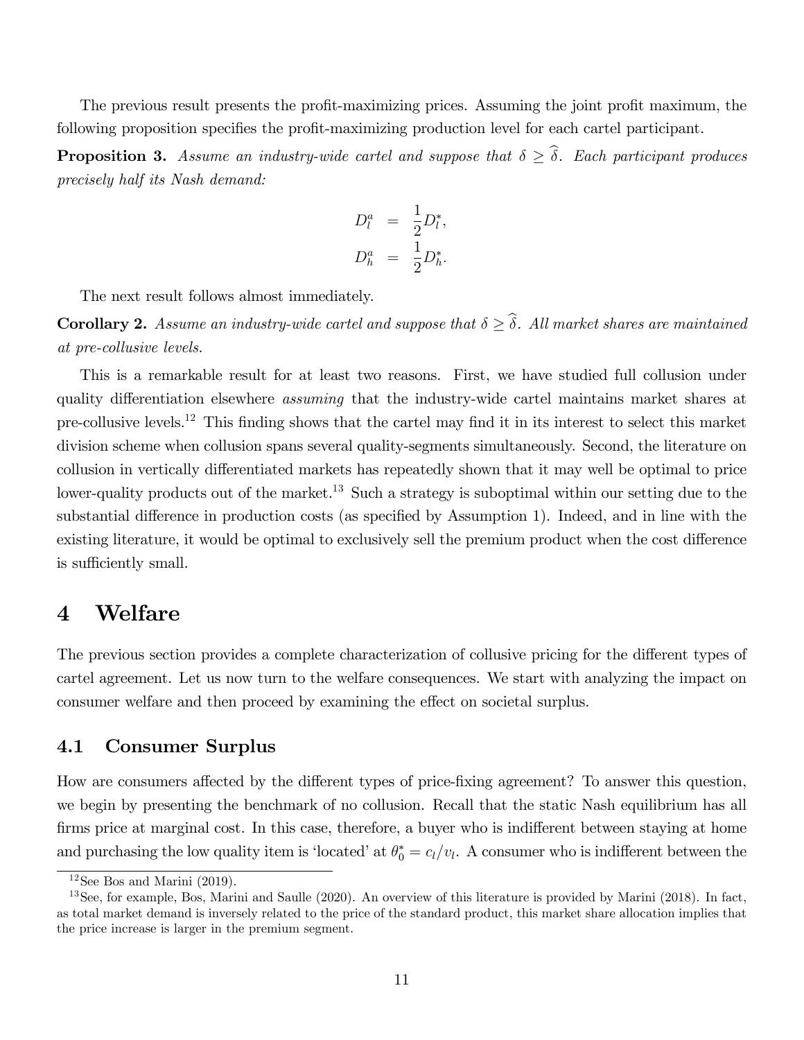The previous result presents the profit-maximizing prices. Assuming the joint profit maximum, the following proposition specifies the profit-maximizing production level for each cartel participant.

**Proposition 3.** *Assume an industry-wide cartel and suppose that $\delta \geq \widehat{\delta}$. Each participant produces precisely half its Nash demand:*

$$
\begin{aligned}
D_l^a &= \frac{1}{2} D_l^*, \\
D_h^a &= \frac{1}{2} D_h^*.
\end{aligned}
$$

The next result follows almost immediately.

**Corollary 2.** *Assume an industry-wide cartel and suppose that $\delta \geq \widehat{\delta}$. All market shares are maintained at pre-collusive levels.*

This is a remarkable result for at least two reasons. First, we have studied full collusion under quality differentiation elsewhere *assuming* that the industry-wide cartel maintains market shares at pre-collusive levels.[12] This finding shows that the cartel may find it in its interest to select this market division scheme when collusion spans several quality-segments simultaneously. Second, the literature on collusion in vertically differentiated markets has repeatedly shown that it may well be optimal to price lower-quality products out of the market.[13] Such a strategy is suboptimal within our setting due to the substantial difference in production costs (as specified by Assumption 1). Indeed, and in line with the existing literature, it would be optimal to exclusively sell the premium product when the cost difference is sufficiently small.

# 4 Welfare

The previous section provides a complete characterization of collusive pricing for the different types of cartel agreement. Let us now turn to the welfare consequences. We start with analyzing the impact on consumer welfare and then proceed by examining the effect on societal surplus.

## 4.1 Consumer Surplus

How are consumers affected by the different types of price-fixing agreement? To answer this question, we begin by presenting the benchmark of no collusion. Recall that the static Nash equilibrium has all firms price at marginal cost. In this case, therefore, a buyer who is indifferent between staying at home and purchasing the low quality item is 'located' at $\theta_0^* = c_l/v_l$. A consumer who is indifferent between the

[12] See Bos and Marini (2019).

[13] See, for example, Bos, Marini and Saulle (2020). An overview of this literature is provided by Marini (2018). In fact, as total market demand is inversely related to the price of the standard product, this market share allocation implies that the price increase is larger in the premium segment.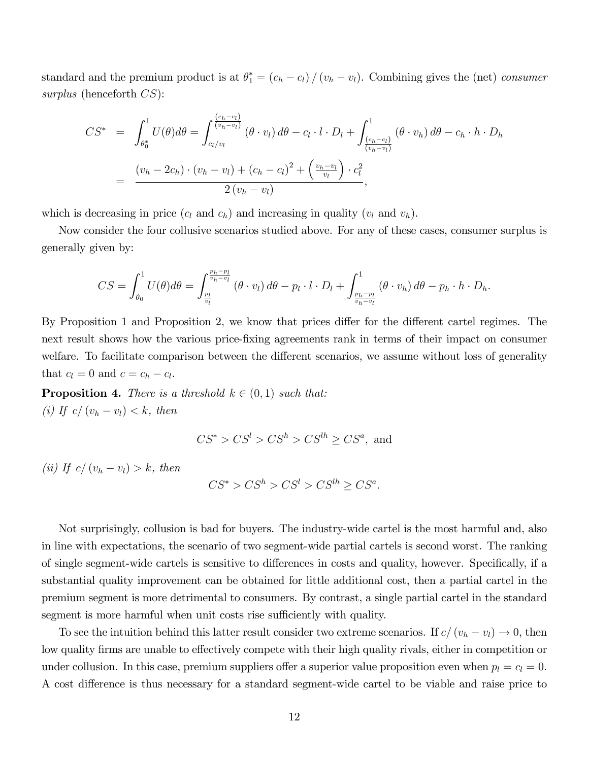standard and the premium product is at $\theta_1^* = (c_h - c_l) / (v_h - v_l)$. Combining gives the (net) *consumer surplus* (henceforth $CS$):

$$
\begin{aligned}
CS^* &= \int_{\theta_0^*}^{1} U(\theta) d\theta = \int_{c_l/v_l}^{\frac{(c_h - c_l)}{(v_h - v_l)}} (\theta \cdot v_l)\, d\theta - c_l \cdot l \cdot D_l + \int_{\frac{(c_h - c_l)}{(v_h - v_l)}}^{1} (\theta \cdot v_h)\, d\theta - c_h \cdot h \cdot D_h \\
&= \frac{(v_h - 2c_h) \cdot (v_h - v_l) + (c_h - c_l)^2 + \left(\frac{v_h - v_l}{v_l}\right) \cdot c_l^2}{2\,(v_h - v_l)},
\end{aligned}
$$

which is decreasing in price ($c_l$ and $c_h$) and increasing in quality ($v_l$ and $v_h$).

Now consider the four collusive scenarios studied above. For any of these cases, consumer surplus is generally given by:

$$
CS = \int_{\theta_0}^{1} U(\theta) d\theta = \int_{\frac{p_l}{v_l}}^{\frac{p_h - p_l}{v_h - v_l}} (\theta \cdot v_l)\, d\theta - p_l \cdot l \cdot D_l + \int_{\frac{p_h - p_l}{v_h - v_l}}^{1} (\theta \cdot v_h)\, d\theta - p_h \cdot h \cdot D_h.
$$

By Proposition 1 and Proposition 2, we know that prices differ for the different cartel regimes. The next result shows how the various price-fixing agreements rank in terms of their impact on consumer welfare. To facilitate comparison between the different scenarios, we assume without loss of generality that $c_l = 0$ and $c = c_h - c_l$.

**Proposition 4.** *There is a threshold $k \in (0, 1)$ such that:*
*(i) If $c/(v_h - v_l) < k$, then*

$$
CS^* > CS^l > CS^h > CS^{lh} \geq CS^a, \text{ and}
$$

*(ii) If $c/(v_h - v_l) > k$, then*

$$
CS^* > CS^h > CS^l > CS^{lh} \geq CS^a.
$$

Not surprisingly, collusion is bad for buyers. The industry-wide cartel is the most harmful and, also in line with expectations, the scenario of two segment-wide partial cartels is second worst. The ranking of single segment-wide cartels is sensitive to differences in costs and quality, however. Specifically, if a substantial quality improvement can be obtained for little additional cost, then a partial cartel in the premium segment is more detrimental to consumers. By contrast, a single partial cartel in the standard segment is more harmful when unit costs rise sufficiently with quality.

To see the intuition behind this latter result consider two extreme scenarios. If $c/(v_h - v_l) \to 0$, then low quality firms are unable to effectively compete with their high quality rivals, either in competition or under collusion. In this case, premium suppliers offer a superior value proposition even when $p_l = c_l = 0$. A cost difference is thus necessary for a standard segment-wide cartel to be viable and raise price to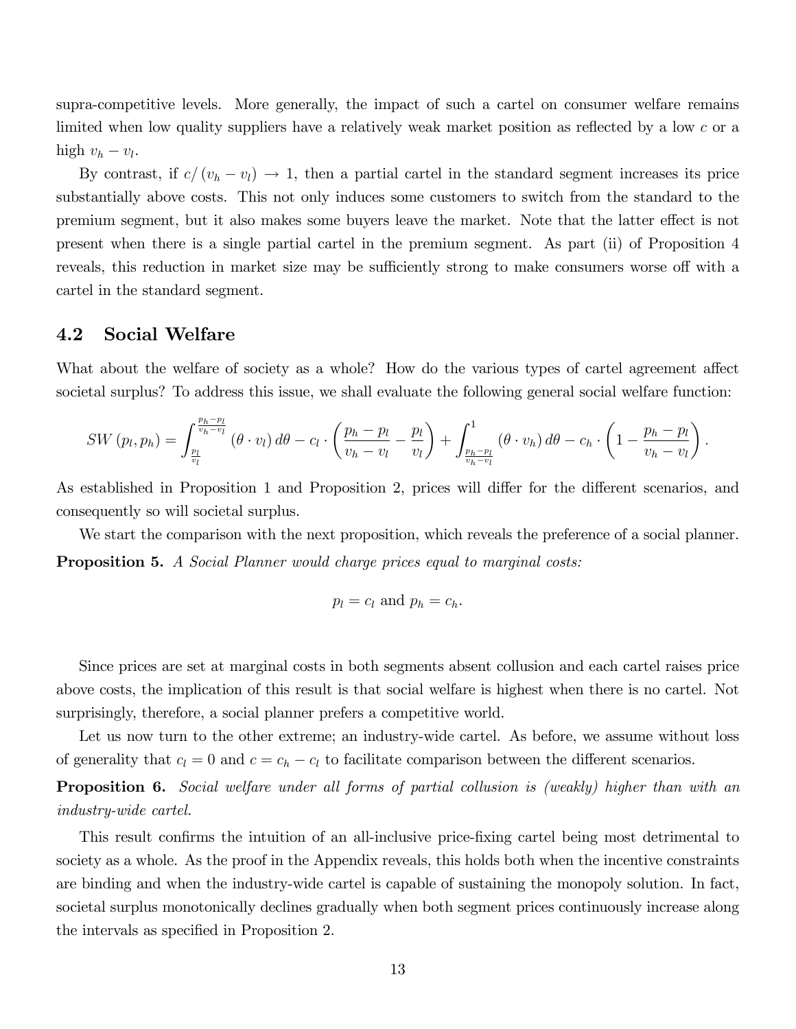supra-competitive levels. More generally, the impact of such a cartel on consumer welfare remains limited when low quality suppliers have a relatively weak market position as reflected by a low $c$ or a high $v_h - v_l$.

By contrast, if $c/(v_h - v_l) \to 1$, then a partial cartel in the standard segment increases its price substantially above costs. This not only induces some customers to switch from the standard to the premium segment, but it also makes some buyers leave the market. Note that the latter effect is not present when there is a single partial cartel in the premium segment. As part (ii) of Proposition 4 reveals, this reduction in market size may be sufficiently strong to make consumers worse off with a cartel in the standard segment.

## 4.2 Social Welfare

What about the welfare of society as a whole? How do the various types of cartel agreement affect societal surplus? To address this issue, we shall evaluate the following general social welfare function:

$$SW(p_l, p_h) = \int_{\frac{p_l}{v_l}}^{\frac{p_h - p_l}{v_h - v_l}} (\theta \cdot v_l)\, d\theta - c_l \cdot \left(\frac{p_h - p_l}{v_h - v_l} - \frac{p_l}{v_l}\right) + \int_{\frac{p_h - p_l}{v_h - v_l}}^{1} (\theta \cdot v_h)\, d\theta - c_h \cdot \left(1 - \frac{p_h - p_l}{v_h - v_l}\right).$$

As established in Proposition 1 and Proposition 2, prices will differ for the different scenarios, and consequently so will societal surplus.

We start the comparison with the next proposition, which reveals the preference of a social planner.

**Proposition 5.** *A Social Planner would charge prices equal to marginal costs:*

$$p_l = c_l \text{ and } p_h = c_h.$$

Since prices are set at marginal costs in both segments absent collusion and each cartel raises price above costs, the implication of this result is that social welfare is highest when there is no cartel. Not surprisingly, therefore, a social planner prefers a competitive world.

Let us now turn to the other extreme; an industry-wide cartel. As before, we assume without loss of generality that $c_l = 0$ and $c = c_h - c_l$ to facilitate comparison between the different scenarios.

**Proposition 6.** *Social welfare under all forms of partial collusion is (weakly) higher than with an industry-wide cartel.*

This result confirms the intuition of an all-inclusive price-fixing cartel being most detrimental to society as a whole. As the proof in the Appendix reveals, this holds both when the incentive constraints are binding and when the industry-wide cartel is capable of sustaining the monopoly solution. In fact, societal surplus monotonically declines gradually when both segment prices continuously increase along the intervals as specified in Proposition 2.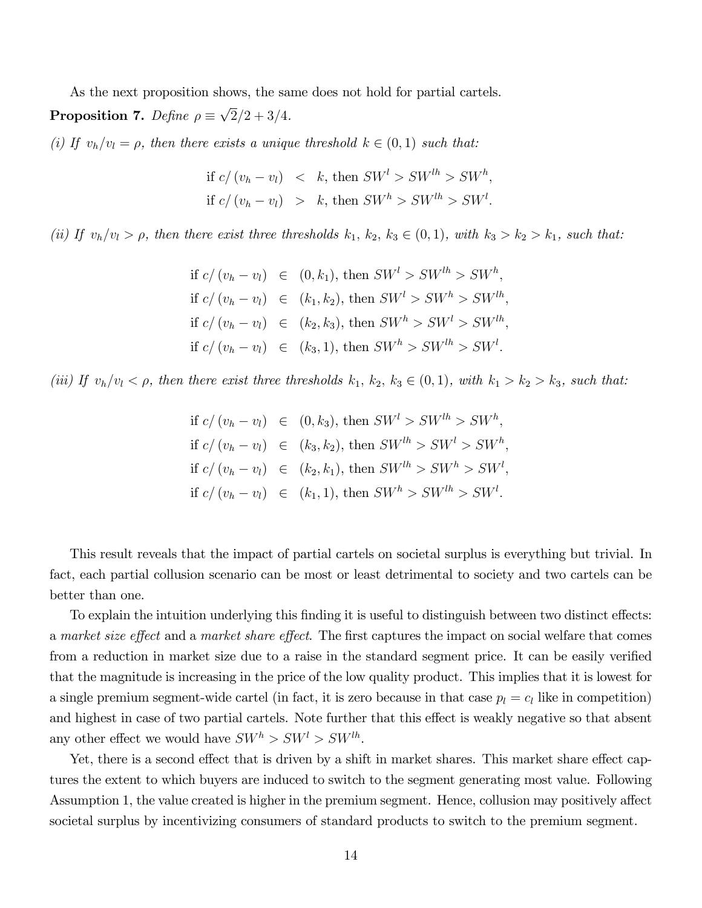As the next proposition shows, the same does not hold for partial cartels.

**Proposition 7.** *Define* $\rho \equiv \sqrt{2}/2 + 3/4$.

*(i) If* $v_h/v_l = \rho$*, then there exists a unique threshold* $k \in (0,1)$ *such that:*

$$\begin{aligned}
\text{if } c/(v_h - v_l) &< k, \text{ then } SW^l > SW^{lh} > SW^h, \\
\text{if } c/(v_h - v_l) &> k, \text{ then } SW^h > SW^{lh} > SW^l.
\end{aligned}$$

*(ii) If* $v_h/v_l > \rho$*, then there exist three thresholds* $k_1$*,* $k_2$*,* $k_3 \in (0,1)$*, with* $k_3 > k_2 > k_1$*, such that:*

$$\begin{aligned}
\text{if } c/(v_h - v_l) &\in (0, k_1), \text{ then } SW^l > SW^{lh} > SW^h, \\
\text{if } c/(v_h - v_l) &\in (k_1, k_2), \text{ then } SW^l > SW^h > SW^{lh}, \\
\text{if } c/(v_h - v_l) &\in (k_2, k_3), \text{ then } SW^h > SW^l > SW^{lh}, \\
\text{if } c/(v_h - v_l) &\in (k_3, 1), \text{ then } SW^h > SW^{lh} > SW^l.
\end{aligned}$$

*(iii) If* $v_h/v_l < \rho$*, then there exist three thresholds* $k_1$*,* $k_2$*,* $k_3 \in (0,1)$*, with* $k_1 > k_2 > k_3$*, such that:*

$$\begin{aligned}
\text{if } c/(v_h - v_l) &\in (0, k_3), \text{ then } SW^l > SW^{lh} > SW^h, \\
\text{if } c/(v_h - v_l) &\in (k_3, k_2), \text{ then } SW^{lh} > SW^l > SW^h, \\
\text{if } c/(v_h - v_l) &\in (k_2, k_1), \text{ then } SW^{lh} > SW^h > SW^l, \\
\text{if } c/(v_h - v_l) &\in (k_1, 1), \text{ then } SW^h > SW^{lh} > SW^l.
\end{aligned}$$

This result reveals that the impact of partial cartels on societal surplus is everything but trivial. In fact, each partial collusion scenario can be most or least detrimental to society and two cartels can be better than one.

To explain the intuition underlying this finding it is useful to distinguish between two distinct effects: a *market size effect* and a *market share effect*. The first captures the impact on social welfare that comes from a reduction in market size due to a raise in the standard segment price. It can be easily verified that the magnitude is increasing in the price of the low quality product. This implies that it is lowest for a single premium segment-wide cartel (in fact, it is zero because in that case $p_l = c_l$ like in competition) and highest in case of two partial cartels. Note further that this effect is weakly negative so that absent any other effect we would have $SW^h > SW^l > SW^{lh}$.

Yet, there is a second effect that is driven by a shift in market shares. This market share effect captures the extent to which buyers are induced to switch to the segment generating most value. Following Assumption 1, the value created is higher in the premium segment. Hence, collusion may positively affect societal surplus by incentivizing consumers of standard products to switch to the premium segment.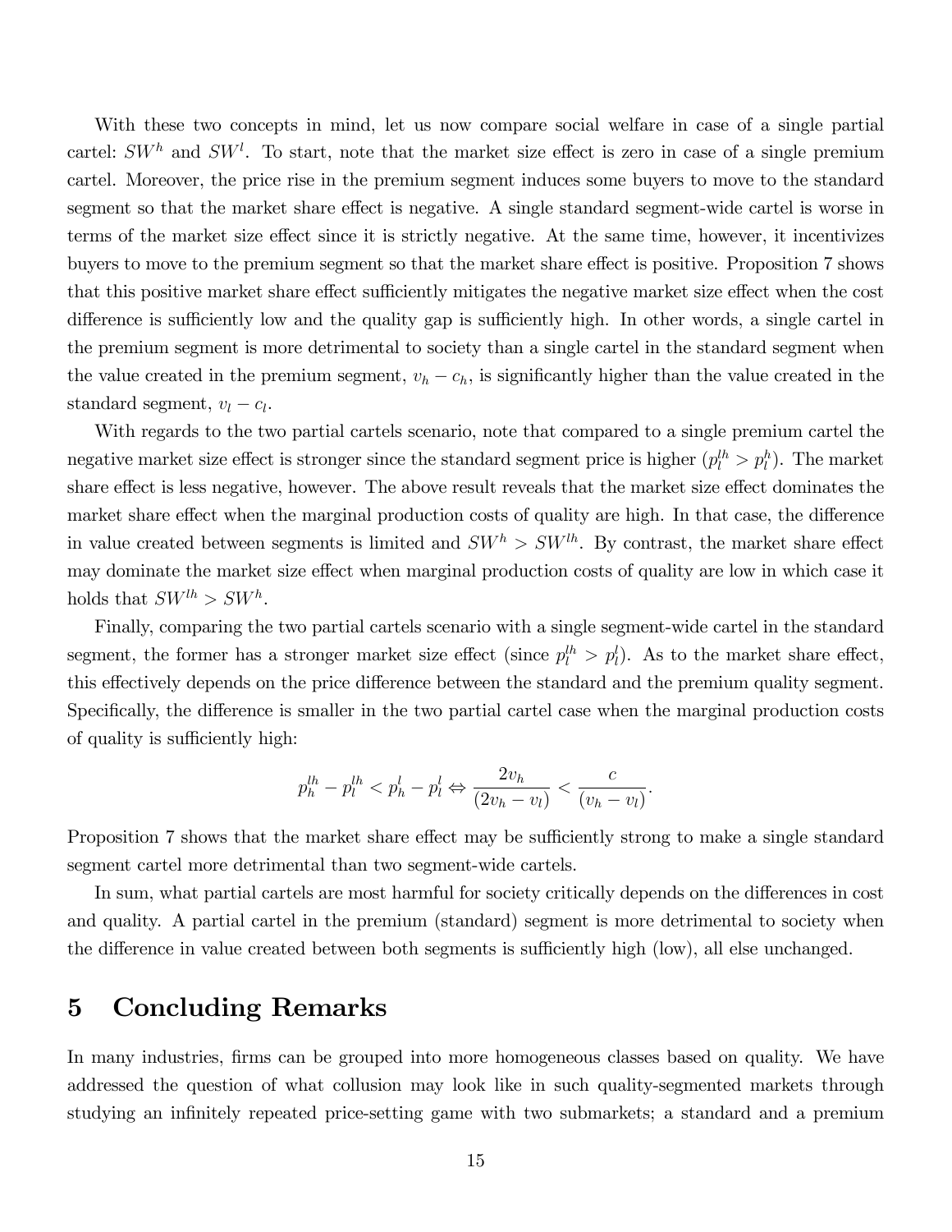With these two concepts in mind, let us now compare social welfare in case of a single partial cartel: $SW^h$ and $SW^l$. To start, note that the market size effect is zero in case of a single premium cartel. Moreover, the price rise in the premium segment induces some buyers to move to the standard segment so that the market share effect is negative. A single standard segment-wide cartel is worse in terms of the market size effect since it is strictly negative. At the same time, however, it incentivizes buyers to move to the premium segment so that the market share effect is positive. Proposition 7 shows that this positive market share effect sufficiently mitigates the negative market size effect when the cost difference is sufficiently low and the quality gap is sufficiently high. In other words, a single cartel in the premium segment is more detrimental to society than a single cartel in the standard segment when the value created in the premium segment, $v_h - c_h$, is significantly higher than the value created in the standard segment, $v_l - c_l$.

With regards to the two partial cartels scenario, note that compared to a single premium cartel the negative market size effect is stronger since the standard segment price is higher ($p_l^{lh} > p_l^h$). The market share effect is less negative, however. The above result reveals that the market size effect dominates the market share effect when the marginal production costs of quality are high. In that case, the difference in value created between segments is limited and $SW^h > SW^{lh}$. By contrast, the market share effect may dominate the market size effect when marginal production costs of quality are low in which case it holds that $SW^{lh} > SW^h$.

Finally, comparing the two partial cartels scenario with a single segment-wide cartel in the standard segment, the former has a stronger market size effect (since $p_l^{lh} > p_l^l$). As to the market share effect, this effectively depends on the price difference between the standard and the premium quality segment. Specifically, the difference is smaller in the two partial cartel case when the marginal production costs of quality is sufficiently high:

$$p_h^{lh} - p_l^{lh} < p_h^l - p_l^l \Leftrightarrow \frac{2v_h}{(2v_h - v_l)} < \frac{c}{(v_h - v_l)}.$$

Proposition 7 shows that the market share effect may be sufficiently strong to make a single standard segment cartel more detrimental than two segment-wide cartels.

In sum, what partial cartels are most harmful for society critically depends on the differences in cost and quality. A partial cartel in the premium (standard) segment is more detrimental to society when the difference in value created between both segments is sufficiently high (low), all else unchanged.

# 5 Concluding Remarks

In many industries, firms can be grouped into more homogeneous classes based on quality. We have addressed the question of what collusion may look like in such quality-segmented markets through studying an infinitely repeated price-setting game with two submarkets; a standard and a premium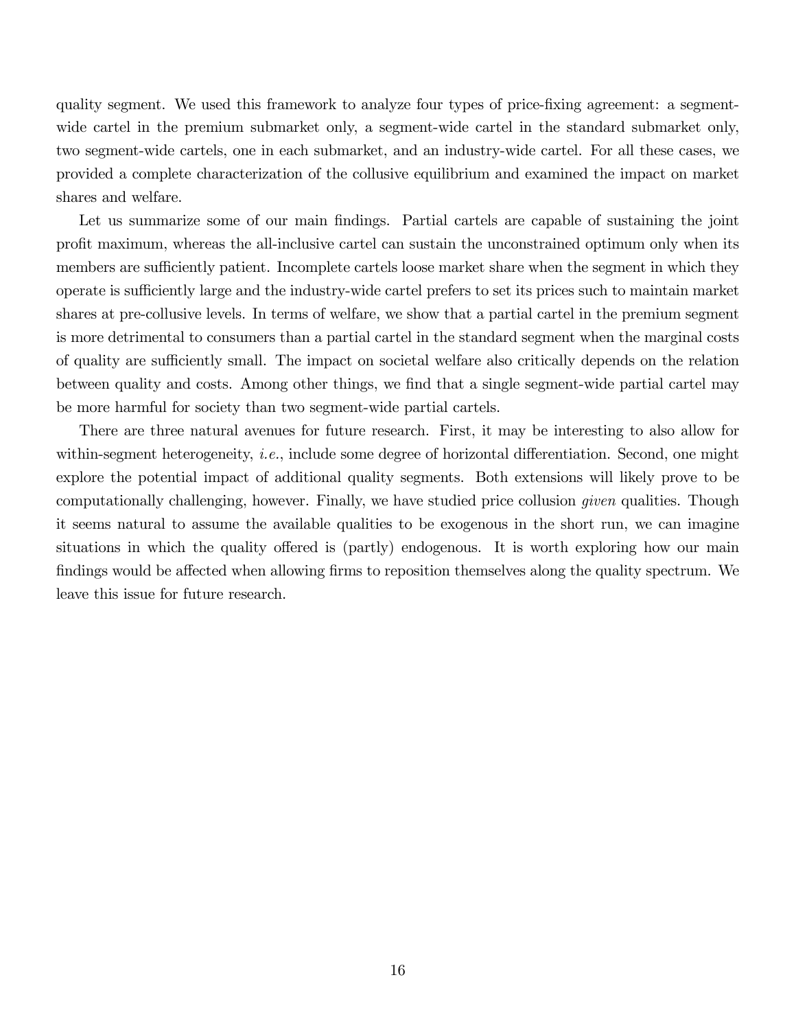quality segment. We used this framework to analyze four types of price-fixing agreement: a segment-wide cartel in the premium submarket only, a segment-wide cartel in the standard submarket only, two segment-wide cartels, one in each submarket, and an industry-wide cartel. For all these cases, we provided a complete characterization of the collusive equilibrium and examined the impact on market shares and welfare.

Let us summarize some of our main findings. Partial cartels are capable of sustaining the joint profit maximum, whereas the all-inclusive cartel can sustain the unconstrained optimum only when its members are sufficiently patient. Incomplete cartels loose market share when the segment in which they operate is sufficiently large and the industry-wide cartel prefers to set its prices such to maintain market shares at pre-collusive levels. In terms of welfare, we show that a partial cartel in the premium segment is more detrimental to consumers than a partial cartel in the standard segment when the marginal costs of quality are sufficiently small. The impact on societal welfare also critically depends on the relation between quality and costs. Among other things, we find that a single segment-wide partial cartel may be more harmful for society than two segment-wide partial cartels.

There are three natural avenues for future research. First, it may be interesting to also allow for within-segment heterogeneity, *i.e.*, include some degree of horizontal differentiation. Second, one might explore the potential impact of additional quality segments. Both extensions will likely prove to be computationally challenging, however. Finally, we have studied price collusion *given* qualities. Though it seems natural to assume the available qualities to be exogenous in the short run, we can imagine situations in which the quality offered is (partly) endogenous. It is worth exploring how our main findings would be affected when allowing firms to reposition themselves along the quality spectrum. We leave this issue for future research.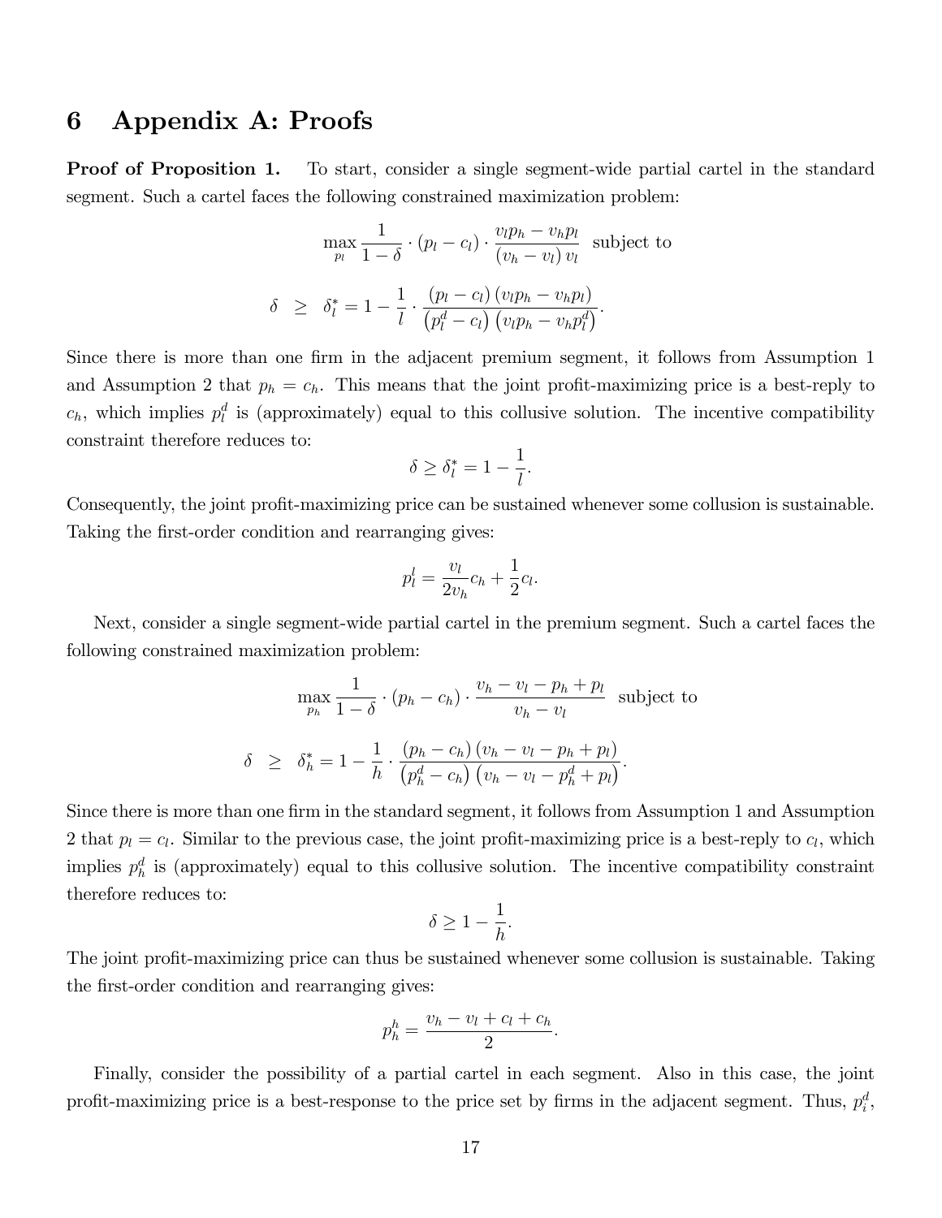# 6 Appendix A: Proofs

**Proof of Proposition 1.** To start, consider a single segment-wide partial cartel in the standard segment. Such a cartel faces the following constrained maximization problem:

$$\max_{p_l} \frac{1}{1-\delta} \cdot (p_l - c_l) \cdot \frac{v_l p_h - v_h p_l}{(v_h - v_l) v_l} \quad \text{subject to}$$

$$\delta \;\; \geq \;\; \delta_l^* = 1 - \frac{1}{l} \cdot \frac{(p_l - c_l)(v_l p_h - v_h p_l)}{\left(p_l^d - c_l\right)\left(v_l p_h - v_h p_l^d\right)}.$$

Since there is more than one firm in the adjacent premium segment, it follows from Assumption 1 and Assumption 2 that $p_h = c_h$. This means that the joint profit-maximizing price is a best-reply to $c_h$, which implies $p_l^d$ is (approximately) equal to this collusive solution. The incentive compatibility constraint therefore reduces to:

$$\delta \geq \delta_l^* = 1 - \frac{1}{l}.$$

Consequently, the joint profit-maximizing price can be sustained whenever some collusion is sustainable. Taking the first-order condition and rearranging gives:

$$p_l^l = \frac{v_l}{2v_h} c_h + \frac{1}{2} c_l.$$

Next, consider a single segment-wide partial cartel in the premium segment. Such a cartel faces the following constrained maximization problem:

$$\max_{p_h} \frac{1}{1-\delta} \cdot (p_h - c_h) \cdot \frac{v_h - v_l - p_h + p_l}{v_h - v_l} \quad \text{subject to}$$

$$\delta \;\; \geq \;\; \delta_h^* = 1 - \frac{1}{h} \cdot \frac{(p_h - c_h)(v_h - v_l - p_h + p_l)}{\left(p_h^d - c_h\right)\left(v_h - v_l - p_h^d + p_l\right)}.$$

Since there is more than one firm in the standard segment, it follows from Assumption 1 and Assumption 2 that $p_l = c_l$. Similar to the previous case, the joint profit-maximizing price is a best-reply to $c_l$, which implies $p_h^d$ is (approximately) equal to this collusive solution. The incentive compatibility constraint therefore reduces to:

$$\delta \geq 1 - \frac{1}{h}.$$

The joint profit-maximizing price can thus be sustained whenever some collusion is sustainable. Taking the first-order condition and rearranging gives:

$$p_h^h = \frac{v_h - v_l + c_l + c_h}{2}.$$

Finally, consider the possibility of a partial cartel in each segment. Also in this case, the joint profit-maximizing price is a best-response to the price set by firms in the adjacent segment. Thus, $p_i^d$,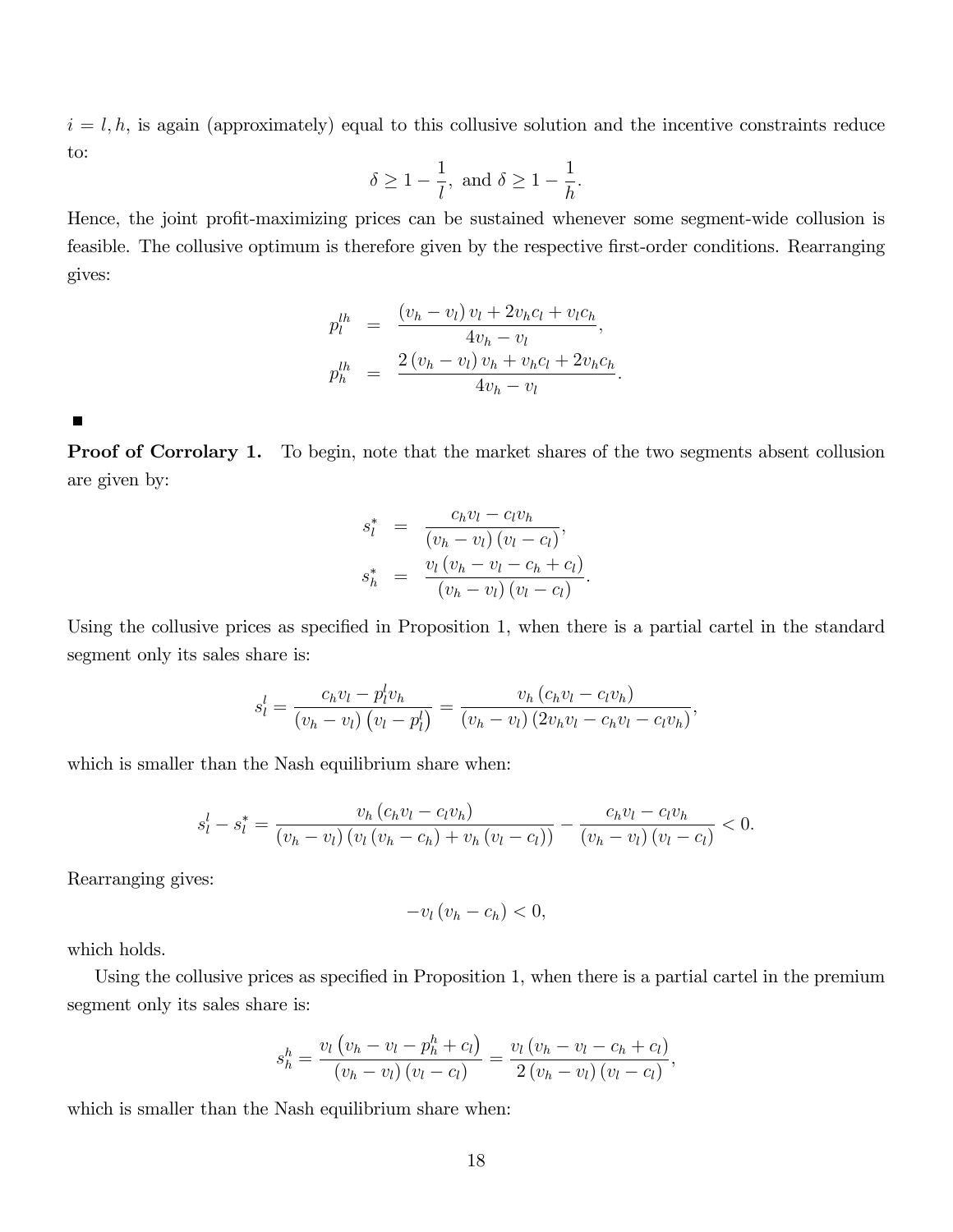$i = l, h$, is again (approximately) equal to this collusive solution and the incentive constraints reduce to:

$$\delta \geq 1 - \frac{1}{l}, \text{ and } \delta \geq 1 - \frac{1}{h}.$$

Hence, the joint profit-maximizing prices can be sustained whenever some segment-wide collusion is feasible. The collusive optimum is therefore given by the respective first-order conditions. Rearranging gives:

$$\begin{aligned} p_l^{lh} &= \frac{(v_h - v_l)\, v_l + 2v_h c_l + v_l c_h}{4v_h - v_l}, \\ p_h^{lh} &= \frac{2\,(v_h - v_l)\, v_h + v_h c_l + 2v_h c_h}{4v_h - v_l}. \end{aligned}$$

■

**Proof of Corrolary 1.** To begin, note that the market shares of the two segments absent collusion are given by:

$$\begin{aligned} s_l^* &= \frac{c_h v_l - c_l v_h}{(v_h - v_l)\,(v_l - c_l)}, \\ s_h^* &= \frac{v_l\,(v_h - v_l - c_h + c_l)}{(v_h - v_l)\,(v_l - c_l)}. \end{aligned}$$

Using the collusive prices as specified in Proposition 1, when there is a partial cartel in the standard segment only its sales share is:

$$s_l^l = \frac{c_h v_l - p_l^l v_h}{(v_h - v_l)\left(v_l - p_l^l\right)} = \frac{v_h\,(c_h v_l - c_l v_h)}{(v_h - v_l)\,(2v_h v_l - c_h v_l - c_l v_h)},$$

which is smaller than the Nash equilibrium share when:

$$s_l^l - s_l^* = \frac{v_h\,(c_h v_l - c_l v_h)}{(v_h - v_l)\,(v_l\,(v_h - c_h) + v_h\,(v_l - c_l))} - \frac{c_h v_l - c_l v_h}{(v_h - v_l)\,(v_l - c_l)} < 0.$$

Rearranging gives:

$$-v_l\,(v_h - c_h) < 0,$$

which holds.

Using the collusive prices as specified in Proposition 1, when there is a partial cartel in the premium segment only its sales share is:

$$s_h^h = \frac{v_l\left(v_h - v_l - p_h^h + c_l\right)}{(v_h - v_l)\,(v_l - c_l)} = \frac{v_l\,(v_h - v_l - c_h + c_l)}{2\,(v_h - v_l)\,(v_l - c_l)},$$

which is smaller than the Nash equilibrium share when: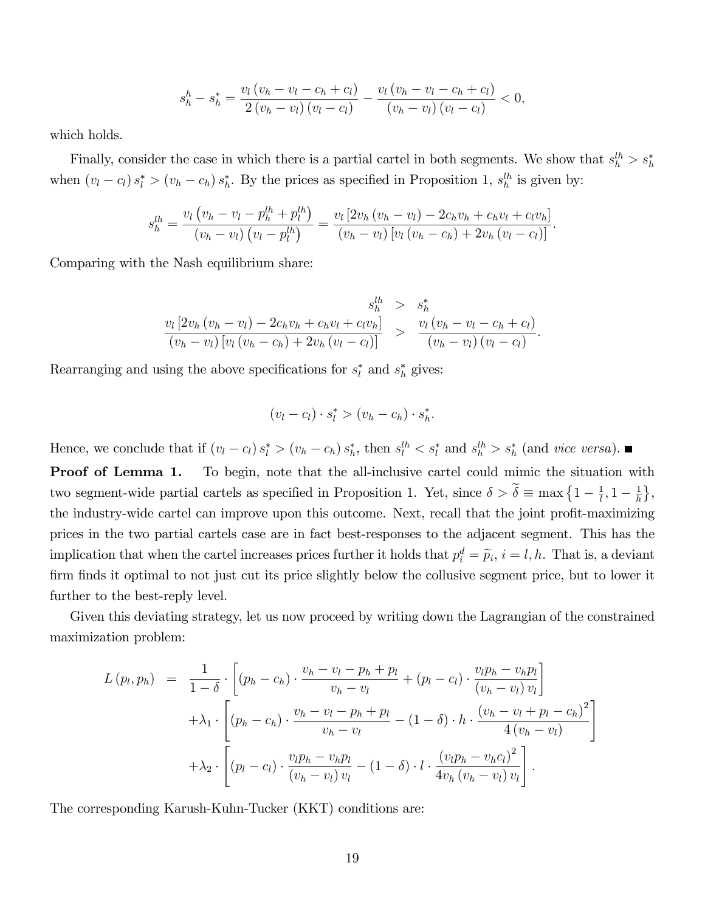$$s_h^h - s_h^* = \frac{v_l (v_h - v_l - c_h + c_l)}{2(v_h - v_l)(v_l - c_l)} - \frac{v_l (v_h - v_l - c_h + c_l)}{(v_h - v_l)(v_l - c_l)} < 0,$$

which holds.

Finally, consider the case in which there is a partial cartel in both segments. We show that $s_h^{lh} > s_h^*$ when $(v_l - c_l) s_l^* > (v_h - c_h) s_h^*$. By the prices as specified in Proposition 1, $s_h^{lh}$ is given by:

$$s_h^{lh} = \frac{v_l \left(v_h - v_l - p_h^{lh} + p_l^{lh}\right)}{(v_h - v_l)\left(v_l - p_l^{lh}\right)} = \frac{v_l \left[2v_h (v_h - v_l) - 2c_h v_h + c_h v_l + c_l v_h\right]}{(v_h - v_l)\left[v_l (v_h - c_h) + 2v_h (v_l - c_l)\right]}.$$

Comparing with the Nash equilibrium share:

$$\begin{aligned} s_h^{lh} &> s_h^* \\ \frac{v_l \left[2v_h (v_h - v_l) - 2c_h v_h + c_h v_l + c_l v_h\right]}{(v_h - v_l)\left[v_l (v_h - c_h) + 2v_h (v_l - c_l)\right]} &> \frac{v_l (v_h - v_l - c_h + c_l)}{(v_h - v_l)(v_l - c_l)}. \end{aligned}$$

Rearranging and using the above specifications for $s_l^*$ and $s_h^*$ gives:

$$(v_l - c_l) \cdot s_l^* > (v_h - c_h) \cdot s_h^*.$$

Hence, we conclude that if $(v_l - c_l) s_l^* > (v_h - c_h) s_h^*$, then $s_l^{lh} < s_l^*$ and $s_h^{lh} > s_h^*$ (and *vice versa*). ■

**Proof of Lemma 1.** To begin, note that the all-inclusive cartel could mimic the situation with two segment-wide partial cartels as specified in Proposition 1. Yet, since $\delta > \widetilde{\delta} \equiv \max\left\{1 - \frac{1}{l}, 1 - \frac{1}{h}\right\}$, the industry-wide cartel can improve upon this outcome. Next, recall that the joint profit-maximizing prices in the two partial cartels case are in fact best-responses to the adjacent segment. This has the implication that when the cartel increases prices further it holds that $p_i^d = \widetilde{p}_i$, $i = l, h$. That is, a deviant firm finds it optimal to not just cut its price slightly below the collusive segment price, but to lower it further to the best-reply level.

Given this deviating strategy, let us now proceed by writing down the Lagrangian of the constrained maximization problem:

$$\begin{aligned} L(p_l, p_h) &= \frac{1}{1-\delta} \cdot \left[(p_h - c_h) \cdot \frac{v_h - v_l - p_h + p_l}{v_h - v_l} + (p_l - c_l) \cdot \frac{v_l p_h - v_h p_l}{(v_h - v_l) v_l}\right] \\ &\quad + \lambda_1 \cdot \left[(p_h - c_h) \cdot \frac{v_h - v_l - p_h + p_l}{v_h - v_l} - (1-\delta) \cdot h \cdot \frac{(v_h - v_l + p_l - c_h)^2}{4(v_h - v_l)}\right] \\ &\quad + \lambda_2 \cdot \left[(p_l - c_l) \cdot \frac{v_l p_h - v_h p_l}{(v_h - v_l) v_l} - (1-\delta) \cdot l \cdot \frac{(v_l p_h - v_h c_l)^2}{4 v_h (v_h - v_l) v_l}\right]. \end{aligned}$$

The corresponding Karush-Kuhn-Tucker (KKT) conditions are: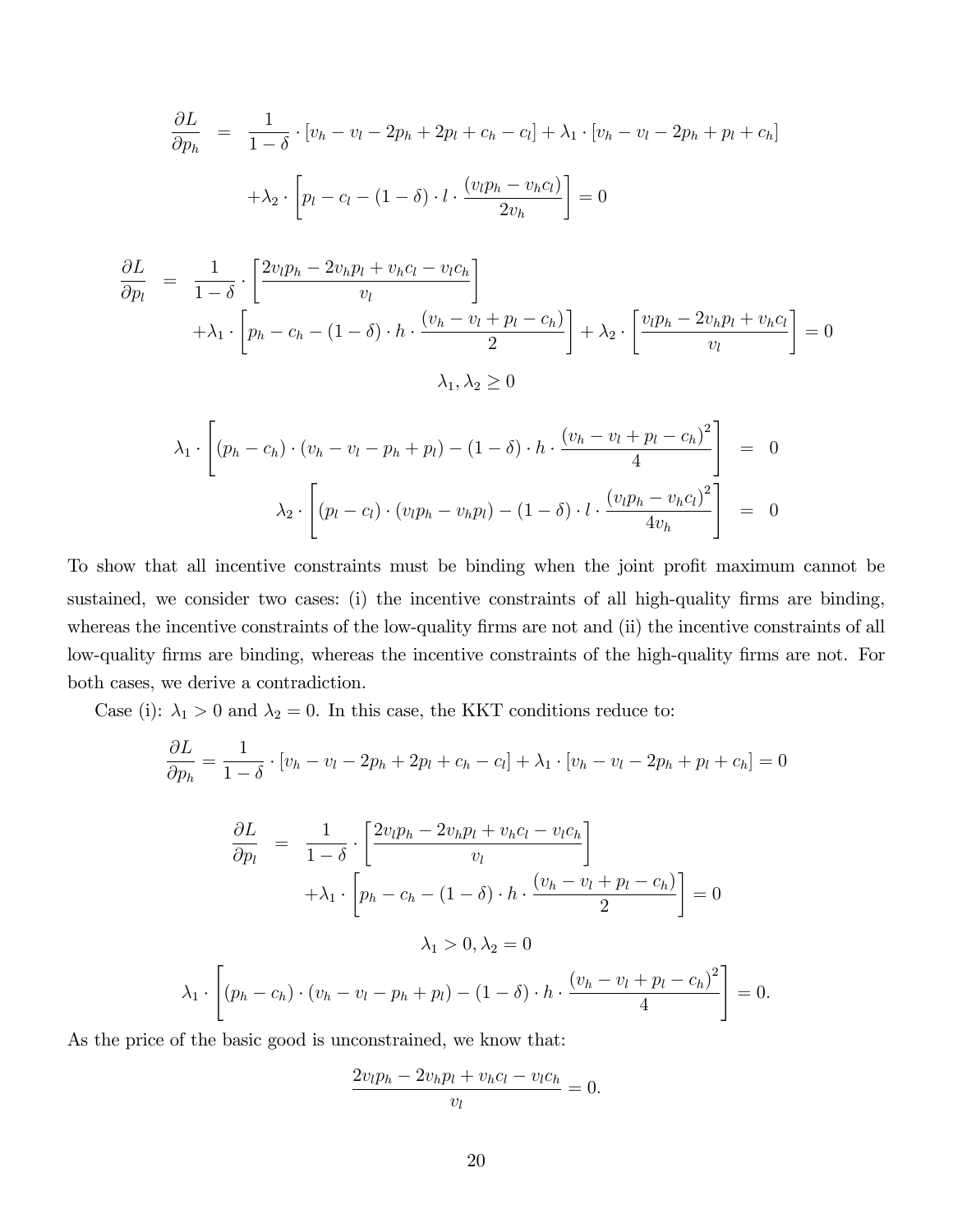$$
\begin{aligned}
\frac{\partial L}{\partial p_h} &= \frac{1}{1-\delta} \cdot [v_h - v_l - 2p_h + 2p_l + c_h - c_l] + \lambda_1 \cdot [v_h - v_l - 2p_h + p_l + c_h] \\
&\quad + \lambda_2 \cdot \left[ p_l - c_l - (1-\delta) \cdot l \cdot \frac{(v_l p_h - v_h c_l)}{2 v_h} \right] = 0
\end{aligned}
$$

$$
\begin{aligned}
\frac{\partial L}{\partial p_l} &= \frac{1}{1-\delta} \cdot \left[ \frac{2 v_l p_h - 2 v_h p_l + v_h c_l - v_l c_h}{v_l} \right] \\
&\quad + \lambda_1 \cdot \left[ p_h - c_h - (1-\delta) \cdot h \cdot \frac{(v_h - v_l + p_l - c_h)}{2} \right] + \lambda_2 \cdot \left[ \frac{v_l p_h - 2 v_h p_l + v_h c_l}{v_l} \right] = 0
\end{aligned}
$$

$$
\lambda_1, \lambda_2 \geq 0
$$

$$
\lambda_1 \cdot \left[ (p_h - c_h) \cdot (v_h - v_l - p_h + p_l) - (1-\delta) \cdot h \cdot \frac{(v_h - v_l + p_l - c_h)^2}{4} \right] = 0
$$

$$
\lambda_2 \cdot \left[ (p_l - c_l) \cdot (v_l p_h - v_h p_l) - (1-\delta) \cdot l \cdot \frac{(v_l p_h - v_h c_l)^2}{4 v_h} \right] = 0
$$

To show that all incentive constraints must be binding when the joint profit maximum cannot be sustained, we consider two cases: (i) the incentive constraints of all high-quality firms are binding, whereas the incentive constraints of the low-quality firms are not and (ii) the incentive constraints of all low-quality firms are binding, whereas the incentive constraints of the high-quality firms are not. For both cases, we derive a contradiction.

Case (i): $\lambda_1 > 0$ and $\lambda_2 = 0$. In this case, the KKT conditions reduce to:

$$
\frac{\partial L}{\partial p_h} = \frac{1}{1-\delta} \cdot [v_h - v_l - 2p_h + 2p_l + c_h - c_l] + \lambda_1 \cdot [v_h - v_l - 2p_h + p_l + c_h] = 0
$$

$$
\begin{aligned}
\frac{\partial L}{\partial p_l} &= \frac{1}{1-\delta} \cdot \left[ \frac{2 v_l p_h - 2 v_h p_l + v_h c_l - v_l c_h}{v_l} \right] \\
&\quad + \lambda_1 \cdot \left[ p_h - c_h - (1-\delta) \cdot h \cdot \frac{(v_h - v_l + p_l - c_h)}{2} \right] = 0
\end{aligned}
$$

$$
\lambda_1 > 0, \lambda_2 = 0
$$

$$
\lambda_1 \cdot \left[ (p_h - c_h) \cdot (v_h - v_l - p_h + p_l) - (1-\delta) \cdot h \cdot \frac{(v_h - v_l + p_l - c_h)^2}{4} \right] = 0.
$$

As the price of the basic good is unconstrained, we know that:

$$
\frac{2 v_l p_h - 2 v_h p_l + v_h c_l - v_l c_h}{v_l} = 0.
$$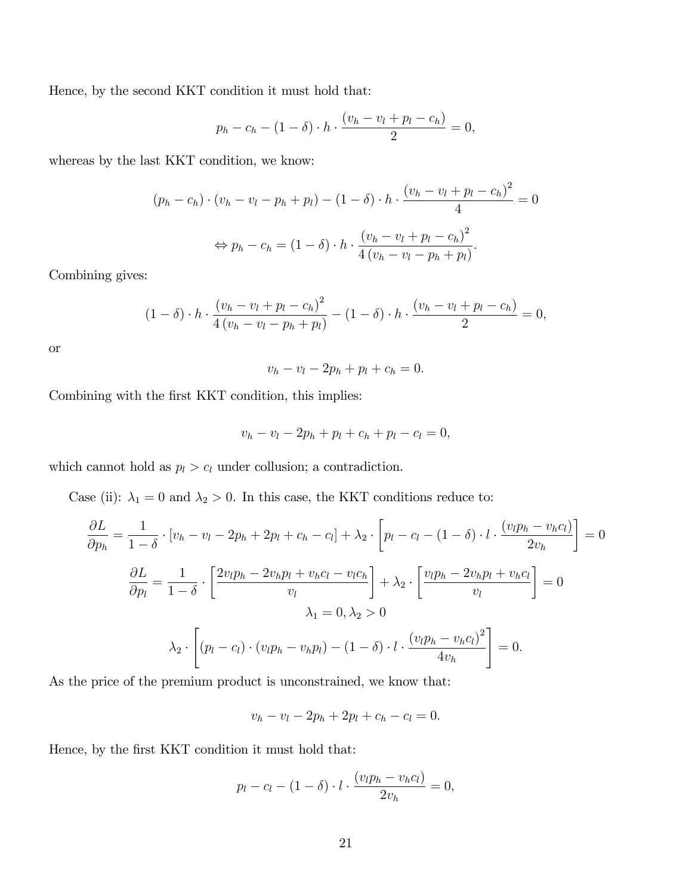Hence, by the second KKT condition it must hold that:

$$p_h - c_h - (1-\delta)\cdot h \cdot \frac{(v_h - v_l + p_l - c_h)}{2} = 0,$$

whereas by the last KKT condition, we know:

$$(p_h - c_h)\cdot(v_h - v_l - p_h + p_l) - (1-\delta)\cdot h \cdot \frac{(v_h - v_l + p_l - c_h)^2}{4} = 0$$

$$\Leftrightarrow p_h - c_h = (1-\delta)\cdot h \cdot \frac{(v_h - v_l + p_l - c_h)^2}{4\,(v_h - v_l - p_h + p_l)}.$$

Combining gives:

$$(1-\delta)\cdot h \cdot \frac{(v_h - v_l + p_l - c_h)^2}{4\,(v_h - v_l - p_h + p_l)} - (1-\delta)\cdot h \cdot \frac{(v_h - v_l + p_l - c_h)}{2} = 0,$$

or

$$v_h - v_l - 2p_h + p_l + c_h = 0.$$

Combining with the first KKT condition, this implies:

$$v_h - v_l - 2p_h + p_l + c_h + p_l - c_l = 0,$$

which cannot hold as $p_l > c_l$ under collusion; a contradiction.

Case (ii): $\lambda_1 = 0$ and $\lambda_2 > 0$. In this case, the KKT conditions reduce to:

$$\frac{\partial L}{\partial p_h} = \frac{1}{1-\delta}\cdot[v_h - v_l - 2p_h + 2p_l + c_h - c_l] + \lambda_2 \cdot \left[p_l - c_l - (1-\delta)\cdot l \cdot \frac{(v_l p_h - v_h c_l)}{2v_h}\right] = 0$$

$$\frac{\partial L}{\partial p_l} = \frac{1}{1-\delta}\cdot\left[\frac{2v_l p_h - 2v_h p_l + v_h c_l - v_l c_h}{v_l}\right] + \lambda_2 \cdot \left[\frac{v_l p_h - 2v_h p_l + v_h c_l}{v_l}\right] = 0$$

$$\lambda_1 = 0, \lambda_2 > 0$$

$$\lambda_2 \cdot \left[(p_l - c_l)\cdot(v_l p_h - v_h p_l) - (1-\delta)\cdot l \cdot \frac{(v_l p_h - v_h c_l)^2}{4v_h}\right] = 0.$$

As the price of the premium product is unconstrained, we know that:

$$v_h - v_l - 2p_h + 2p_l + c_h - c_l = 0.$$

Hence, by the first KKT condition it must hold that:

$$p_l - c_l - (1-\delta)\cdot l \cdot \frac{(v_l p_h - v_h c_l)}{2v_h} = 0,$$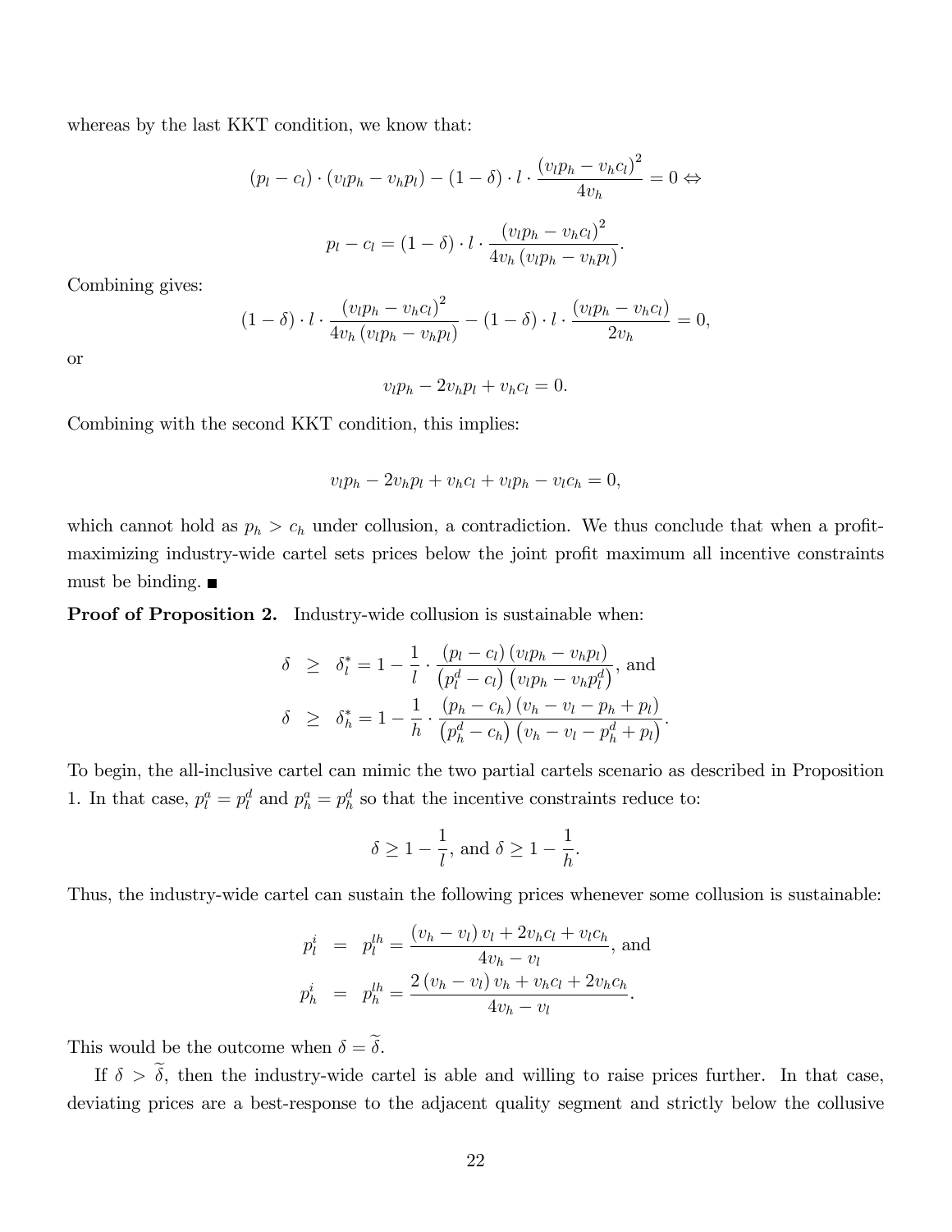whereas by the last KKT condition, we know that:

$$(p_l - c_l) \cdot (v_l p_h - v_h p_l) - (1-\delta) \cdot l \cdot \frac{(v_l p_h - v_h c_l)^2}{4 v_h} = 0 \Leftrightarrow$$

$$p_l - c_l = (1-\delta) \cdot l \cdot \frac{(v_l p_h - v_h c_l)^2}{4 v_h (v_l p_h - v_h p_l)}.$$

Combining gives:

$$(1-\delta) \cdot l \cdot \frac{(v_l p_h - v_h c_l)^2}{4 v_h (v_l p_h - v_h p_l)} - (1-\delta) \cdot l \cdot \frac{(v_l p_h - v_h c_l)}{2 v_h} = 0,$$

or

$$v_l p_h - 2 v_h p_l + v_h c_l = 0.$$

Combining with the second KKT condition, this implies:

$$v_l p_h - 2 v_h p_l + v_h c_l + v_l p_h - v_l c_h = 0,$$

which cannot hold as $p_h > c_h$ under collusion, a contradiction. We thus conclude that when a profit-maximizing industry-wide cartel sets prices below the joint profit maximum all incentive constraints must be binding. ■

**Proof of Proposition 2.** Industry-wide collusion is sustainable when:

$$\begin{aligned}
\delta &\geq \delta_l^* = 1 - \frac{1}{l} \cdot \frac{(p_l - c_l)(v_l p_h - v_h p_l)}{(p_l^d - c_l)(v_l p_h - v_h p_l^d)}, \text{ and} \\
\delta &\geq \delta_h^* = 1 - \frac{1}{h} \cdot \frac{(p_h - c_h)(v_h - v_l - p_h + p_l)}{(p_h^d - c_h)(v_h - v_l - p_h^d + p_l)}.
\end{aligned}$$

To begin, the all-inclusive cartel can mimic the two partial cartels scenario as described in Proposition 1. In that case, $p_l^a = p_l^d$ and $p_h^a = p_h^d$ so that the incentive constraints reduce to:

$$\delta \geq 1 - \frac{1}{l}, \text{ and } \delta \geq 1 - \frac{1}{h}.$$

Thus, the industry-wide cartel can sustain the following prices whenever some collusion is sustainable:

$$\begin{aligned}
p_l^i &= p_l^{lh} = \frac{(v_h - v_l) v_l + 2 v_h c_l + v_l c_h}{4 v_h - v_l}, \text{ and} \\
p_h^i &= p_h^{lh} = \frac{2 (v_h - v_l) v_h + v_h c_l + 2 v_h c_h}{4 v_h - v_l}.
\end{aligned}$$

This would be the outcome when $\delta = \widetilde{\delta}$.

If $\delta > \widetilde{\delta}$, then the industry-wide cartel is able and willing to raise prices further. In that case, deviating prices are a best-response to the adjacent quality segment and strictly below the collusive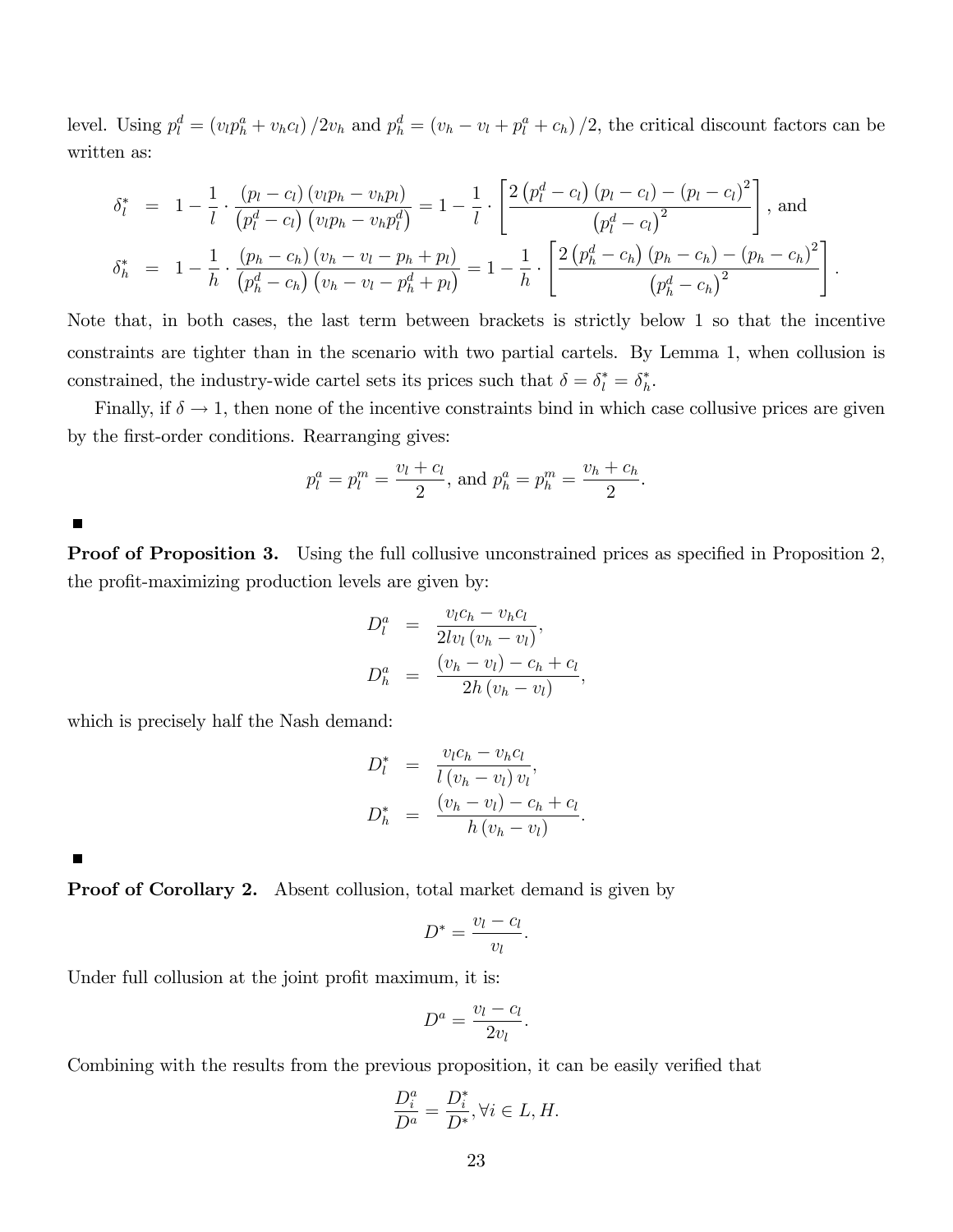level. Using $p_l^d = (v_l p_h^a + v_h c_l)/2v_h$ and $p_h^d = (v_h - v_l + p_l^a + c_h)/2$, the critical discount factors can be written as:

$$
\begin{aligned}
\delta_l^* &= 1 - \frac{1}{l} \cdot \frac{(p_l - c_l)(v_l p_h - v_h p_l)}{\left(p_l^d - c_l\right)\left(v_l p_h - v_h p_l^d\right)} = 1 - \frac{1}{l} \cdot \left[\frac{2\left(p_l^d - c_l\right)(p_l - c_l) - (p_l - c_l)^2}{\left(p_l^d - c_l\right)^2}\right], \text{ and} \\
\delta_h^* &= 1 - \frac{1}{h} \cdot \frac{(p_h - c_h)(v_h - v_l - p_h + p_l)}{\left(p_h^d - c_h\right)\left(v_h - v_l - p_h^d + p_l\right)} = 1 - \frac{1}{h} \cdot \left[\frac{2\left(p_h^d - c_h\right)(p_h - c_h) - (p_h - c_h)^2}{\left(p_h^d - c_h\right)^2}\right].
\end{aligned}
$$

Note that, in both cases, the last term between brackets is strictly below 1 so that the incentive constraints are tighter than in the scenario with two partial cartels. By Lemma 1, when collusion is constrained, the industry-wide cartel sets its prices such that $\delta = \delta_l^* = \delta_h^*$.

Finally, if $\delta \to 1$, then none of the incentive constraints bind in which case collusive prices are given by the first-order conditions. Rearranging gives:

$$
p_l^a = p_l^m = \frac{v_l + c_l}{2}, \text{ and } p_h^a = p_h^m = \frac{v_h + c_h}{2}.
$$

■

**Proof of Proposition 3.** Using the full collusive unconstrained prices as specified in Proposition 2, the profit-maximizing production levels are given by:

$$
\begin{aligned}
D_l^a &= \frac{v_l c_h - v_h c_l}{2l v_l (v_h - v_l)}, \\
D_h^a &= \frac{(v_h - v_l) - c_h + c_l}{2h (v_h - v_l)},
\end{aligned}
$$

which is precisely half the Nash demand:

$$
\begin{aligned}
D_l^* &= \frac{v_l c_h - v_h c_l}{l (v_h - v_l) v_l}, \\
D_h^* &= \frac{(v_h - v_l) - c_h + c_l}{h (v_h - v_l)}.
\end{aligned}
$$

■

**Proof of Corollary 2.** Absent collusion, total market demand is given by

$$
D^* = \frac{v_l - c_l}{v_l}.
$$

Under full collusion at the joint profit maximum, it is:

$$
D^a = \frac{v_l - c_l}{2v_l}.
$$

Combining with the results from the previous proposition, it can be easily verified that

$$
\frac{D_i^a}{D^a} = \frac{D_i^*}{D^*}, \forall i \in L, H.
$$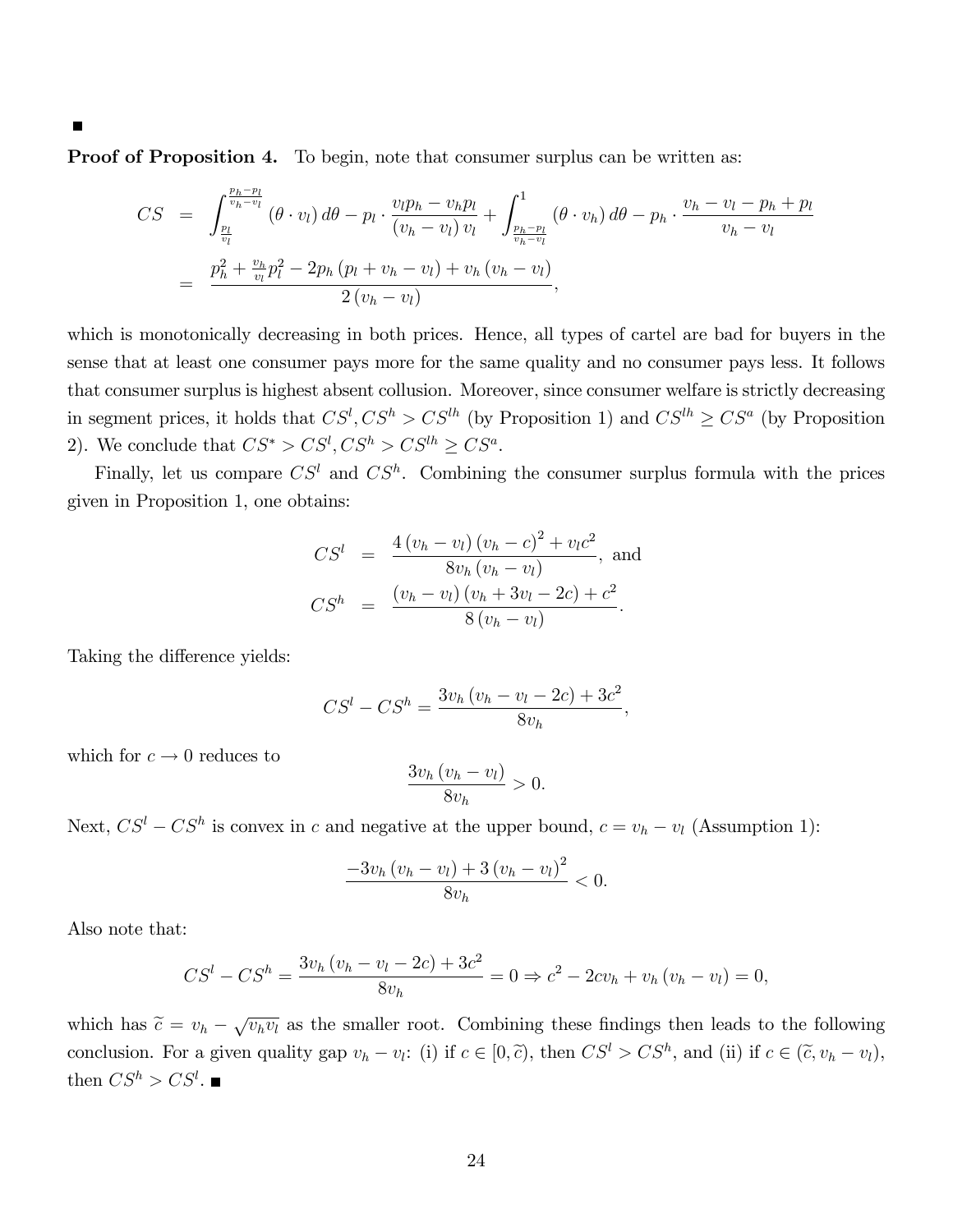■

**Proof of Proposition 4.** To begin, note that consumer surplus can be written as:

$$
\begin{aligned}
CS &= \int_{\frac{p_l}{v_l}}^{\frac{p_h - p_l}{v_h - v_l}} (\theta \cdot v_l)\, d\theta - p_l \cdot \frac{v_l p_h - v_h p_l}{(v_h - v_l)\, v_l} + \int_{\frac{p_h - p_l}{v_h - v_l}}^{1} (\theta \cdot v_h)\, d\theta - p_h \cdot \frac{v_h - v_l - p_h + p_l}{v_h - v_l} \\
&= \frac{p_h^2 + \frac{v_h}{v_l} p_l^2 - 2p_h (p_l + v_h - v_l) + v_h (v_h - v_l)}{2(v_h - v_l)},
\end{aligned}
$$

which is monotonically decreasing in both prices. Hence, all types of cartel are bad for buyers in the sense that at least one consumer pays more for the same quality and no consumer pays less. It follows that consumer surplus is highest absent collusion. Moreover, since consumer welfare is strictly decreasing in segment prices, it holds that $CS^l, CS^h > CS^{lh}$ (by Proposition 1) and $CS^{lh} \geq CS^a$ (by Proposition 2). We conclude that $CS^* > CS^l, CS^h > CS^{lh} \geq CS^a$.

Finally, let us compare $CS^l$ and $CS^h$. Combining the consumer surplus formula with the prices given in Proposition 1, one obtains:

$$
\begin{aligned}
CS^l &= \frac{4(v_h - v_l)(v_h - c)^2 + v_l c^2}{8 v_h (v_h - v_l)}, \text{ and} \\
CS^h &= \frac{(v_h - v_l)(v_h + 3v_l - 2c) + c^2}{8(v_h - v_l)}.
\end{aligned}
$$

Taking the difference yields:

$$
CS^l - CS^h = \frac{3v_h (v_h - v_l - 2c) + 3c^2}{8v_h},
$$

which for $c \to 0$ reduces to

$$
\frac{3v_h (v_h - v_l)}{8v_h} > 0.
$$

Next, $CS^l - CS^h$ is convex in $c$ and negative at the upper bound, $c = v_h - v_l$ (Assumption 1):

$$
\frac{-3v_h (v_h - v_l) + 3(v_h - v_l)^2}{8v_h} < 0.
$$

Also note that:

$$
CS^l - CS^h = \frac{3v_h (v_h - v_l - 2c) + 3c^2}{8v_h} = 0 \Rightarrow c^2 - 2cv_h + v_h (v_h - v_l) = 0,
$$

which has $\widetilde{c} = v_h - \sqrt{v_h v_l}$ as the smaller root. Combining these findings then leads to the following conclusion. For a given quality gap $v_h - v_l$: (i) if $c \in [0, \widetilde{c})$, then $CS^l > CS^h$, and (ii) if $c \in (\widetilde{c}, v_h - v_l)$, then $CS^h > CS^l$. ■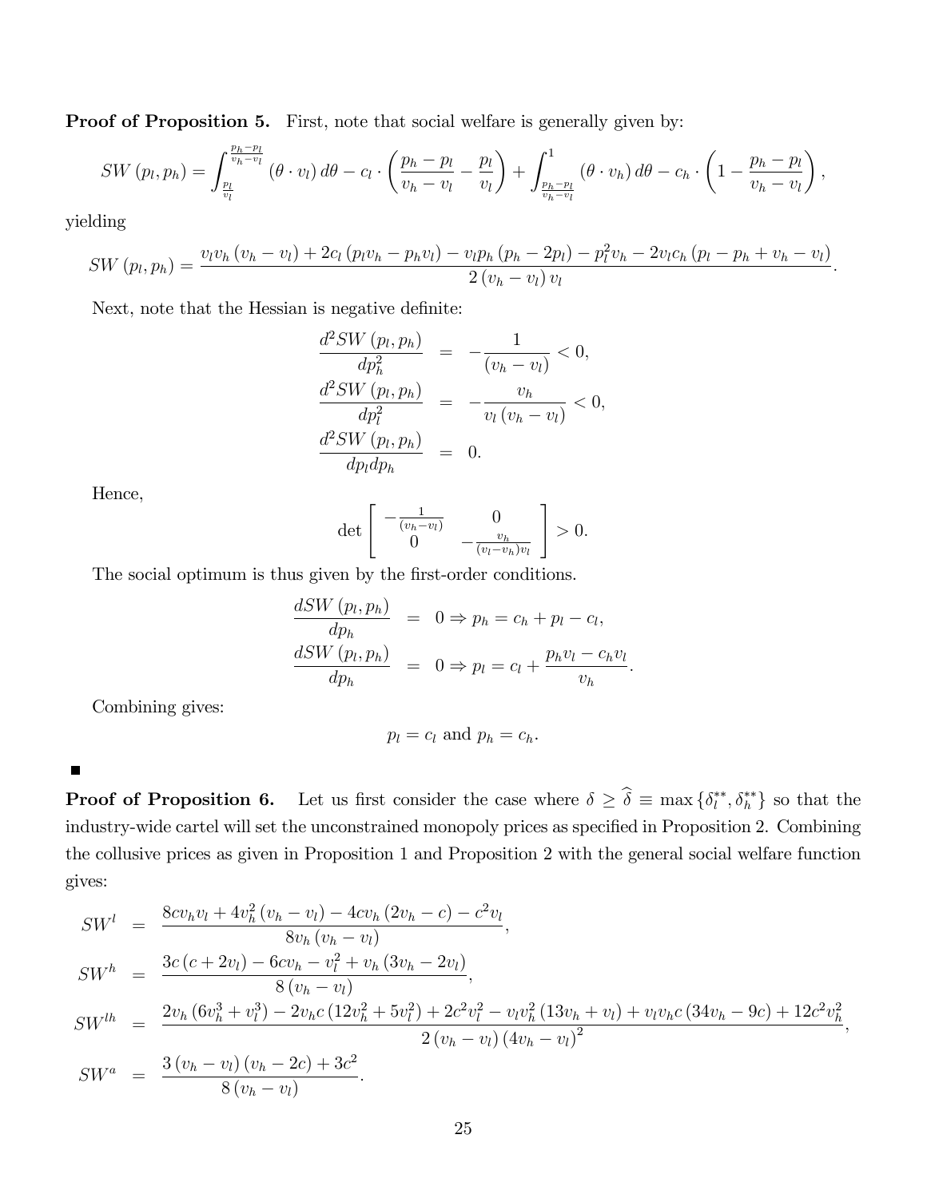**Proof of Proposition 5.** First, note that social welfare is generally given by:

$$SW\left(p_l, p_h\right) = \int_{\frac{p_l}{v_l}}^{\frac{p_h - p_l}{v_h - v_l}} \left(\theta \cdot v_l\right) d\theta - c_l \cdot \left(\frac{p_h - p_l}{v_h - v_l} - \frac{p_l}{v_l}\right) + \int_{\frac{p_h - p_l}{v_h - v_l}}^{1} \left(\theta \cdot v_h\right) d\theta - c_h \cdot \left(1 - \frac{p_h - p_l}{v_h - v_l}\right),$$

yielding

$$SW\left(p_l, p_h\right) = \frac{v_l v_h \left(v_h - v_l\right) + 2c_l \left(p_l v_h - p_h v_l\right) - v_l p_h \left(p_h - 2p_l\right) - p_l^2 v_h - 2v_l c_h \left(p_l - p_h + v_h - v_l\right)}{2\left(v_h - v_l\right) v_l}.$$

Next, note that the Hessian is negative definite:

$$\begin{aligned}
\frac{d^2 SW\left(p_l, p_h\right)}{dp_h^2} &= -\frac{1}{\left(v_h - v_l\right)} < 0, \\
\frac{d^2 SW\left(p_l, p_h\right)}{dp_l^2} &= -\frac{v_h}{v_l\left(v_h - v_l\right)} < 0, \\
\frac{d^2 SW\left(p_l, p_h\right)}{dp_l dp_h} &= 0.
\end{aligned}$$

Hence,

$$\det \begin{bmatrix} -\frac{1}{\left(v_h - v_l\right)} & 0 \\ 0 & -\frac{v_h}{\left(v_l - v_h\right) v_l} \end{bmatrix} > 0.$$

The social optimum is thus given by the first-order conditions.

$$\begin{aligned}
\frac{dSW\left(p_l, p_h\right)}{dp_h} &= 0 \Rightarrow p_h = c_h + p_l - c_l, \\
\frac{dSW\left(p_l, p_h\right)}{dp_h} &= 0 \Rightarrow p_l = c_l + \frac{p_h v_l - c_h v_l}{v_h}.
\end{aligned}$$

Combining gives:

$$p_l = c_l \text{ and } p_h = c_h.$$

■

**Proof of Proposition 6.** Let us first consider the case where $\delta \geq \widehat{\delta} \equiv \max\left\{\delta_l^{**}, \delta_h^{**}\right\}$ so that the industry-wide cartel will set the unconstrained monopoly prices as specified in Proposition 2. Combining the collusive prices as given in Proposition 1 and Proposition 2 with the general social welfare function gives:

$$\begin{aligned}
SW^l &= \frac{8cv_h v_l + 4v_h^2\left(v_h - v_l\right) - 4cv_h\left(2v_h - c\right) - c^2 v_l}{8v_h\left(v_h - v_l\right)}, \\
SW^h &= \frac{3c\left(c + 2v_l\right) - 6cv_h - v_l^2 + v_h\left(3v_h - 2v_l\right)}{8\left(v_h - v_l\right)}, \\
SW^{lh} &= \frac{2v_h\left(6v_h^3 + v_l^3\right) - 2v_h c\left(12v_h^2 + 5v_l^2\right) + 2c^2 v_l^2 - v_l v_h^2\left(13v_h + v_l\right) + v_l v_h c\left(34v_h - 9c\right) + 12c^2 v_h^2}{2\left(v_h - v_l\right)\left(4v_h - v_l\right)^2}, \\
SW^a &= \frac{3\left(v_h - v_l\right)\left(v_h - 2c\right) + 3c^2}{8\left(v_h - v_l\right)}.
\end{aligned}$$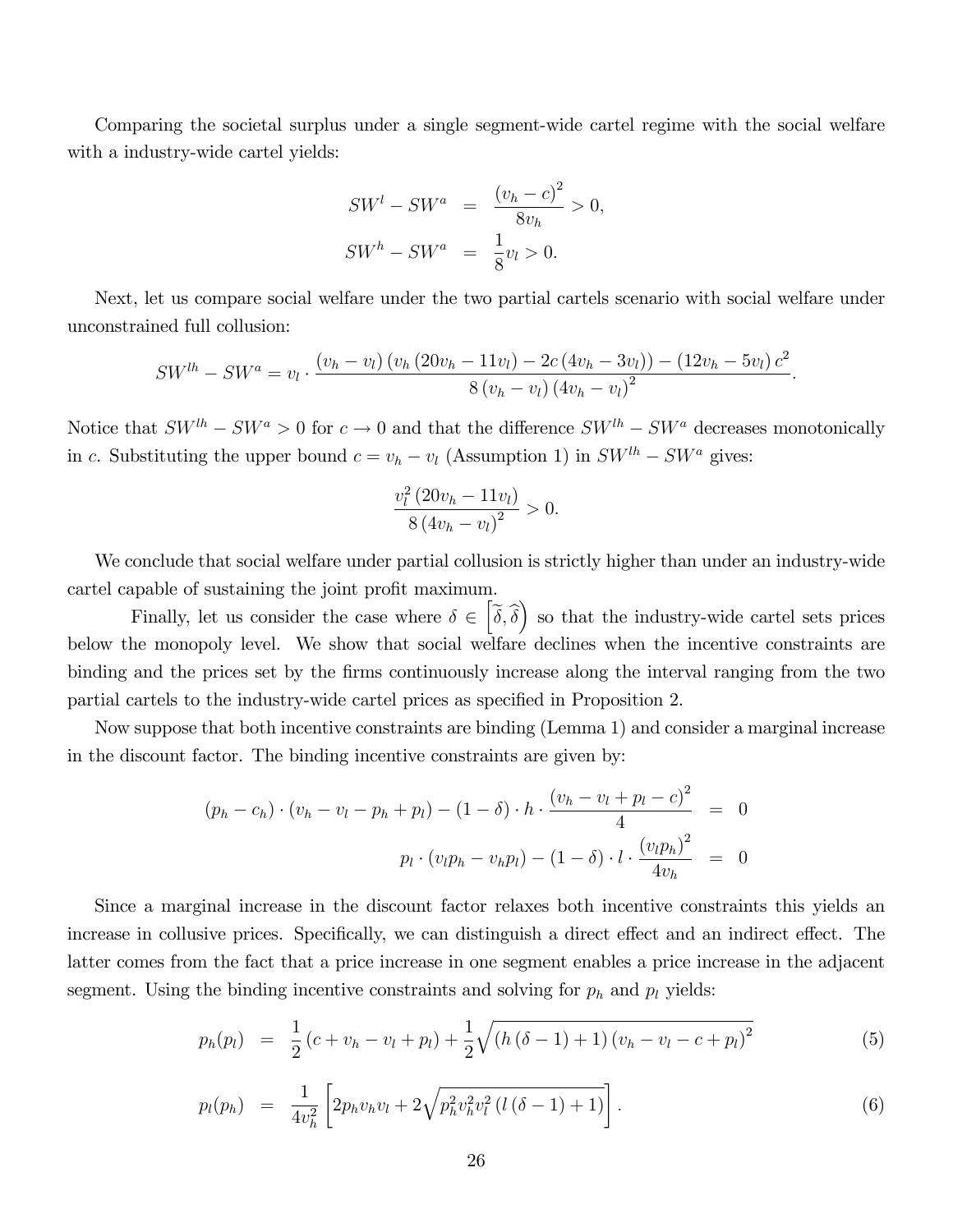Comparing the societal surplus under a single segment-wide cartel regime with the social welfare with a industry-wide cartel yields:

$$
\begin{aligned}
SW^l - SW^a &= \frac{(v_h - c)^2}{8v_h} > 0, \\
SW^h - SW^a &= \frac{1}{8}v_l > 0.
\end{aligned}
$$

Next, let us compare social welfare under the two partial cartels scenario with social welfare under unconstrained full collusion:

$$
SW^{lh} - SW^a = v_l \cdot \frac{(v_h - v_l)(v_h(20v_h - 11v_l) - 2c(4v_h - 3v_l)) - (12v_h - 5v_l)c^2}{8(v_h - v_l)(4v_h - v_l)^2}.
$$

Notice that $SW^{lh} - SW^a > 0$ for $c \to 0$ and that the difference $SW^{lh} - SW^a$ decreases monotonically in $c$. Substituting the upper bound $c = v_h - v_l$ (Assumption 1) in $SW^{lh} - SW^a$ gives:

$$
\frac{v_l^2(20v_h - 11v_l)}{8(4v_h - v_l)^2} > 0.
$$

We conclude that social welfare under partial collusion is strictly higher than under an industry-wide cartel capable of sustaining the joint profit maximum.

Finally, let us consider the case where $\delta \in \left[\widetilde{\delta}, \widehat{\delta}\right)$ so that the industry-wide cartel sets prices below the monopoly level. We show that social welfare declines when the incentive constraints are binding and the prices set by the firms continuously increase along the interval ranging from the two partial cartels to the industry-wide cartel prices as specified in Proposition 2.

Now suppose that both incentive constraints are binding (Lemma 1) and consider a marginal increase in the discount factor. The binding incentive constraints are given by:

$$
\begin{aligned}
(p_h - c_h) \cdot (v_h - v_l - p_h + p_l) - (1 - \delta) \cdot h \cdot \frac{(v_h - v_l + p_l - c)^2}{4} &= 0 \\
p_l \cdot (v_l p_h - v_h p_l) - (1 - \delta) \cdot l \cdot \frac{(v_l p_h)^2}{4v_h} &= 0
\end{aligned}
$$

Since a marginal increase in the discount factor relaxes both incentive constraints this yields an increase in collusive prices. Specifically, we can distinguish a direct effect and an indirect effect. The latter comes from the fact that a price increase in one segment enables a price increase in the adjacent segment. Using the binding incentive constraints and solving for $p_h$ and $p_l$ yields:

$$
p_h(p_l) = \frac{1}{2}(c + v_h - v_l + p_l) + \frac{1}{2}\sqrt{(h(\delta - 1) + 1)(v_h - v_l - c + p_l)^2} \tag{5}
$$

$$
p_l(p_h) = \frac{1}{4v_h^2}\left[2p_h v_h v_l + 2\sqrt{p_h^2 v_h^2 v_l^2 (l(\delta - 1) + 1)}\right]. \tag{6}
$$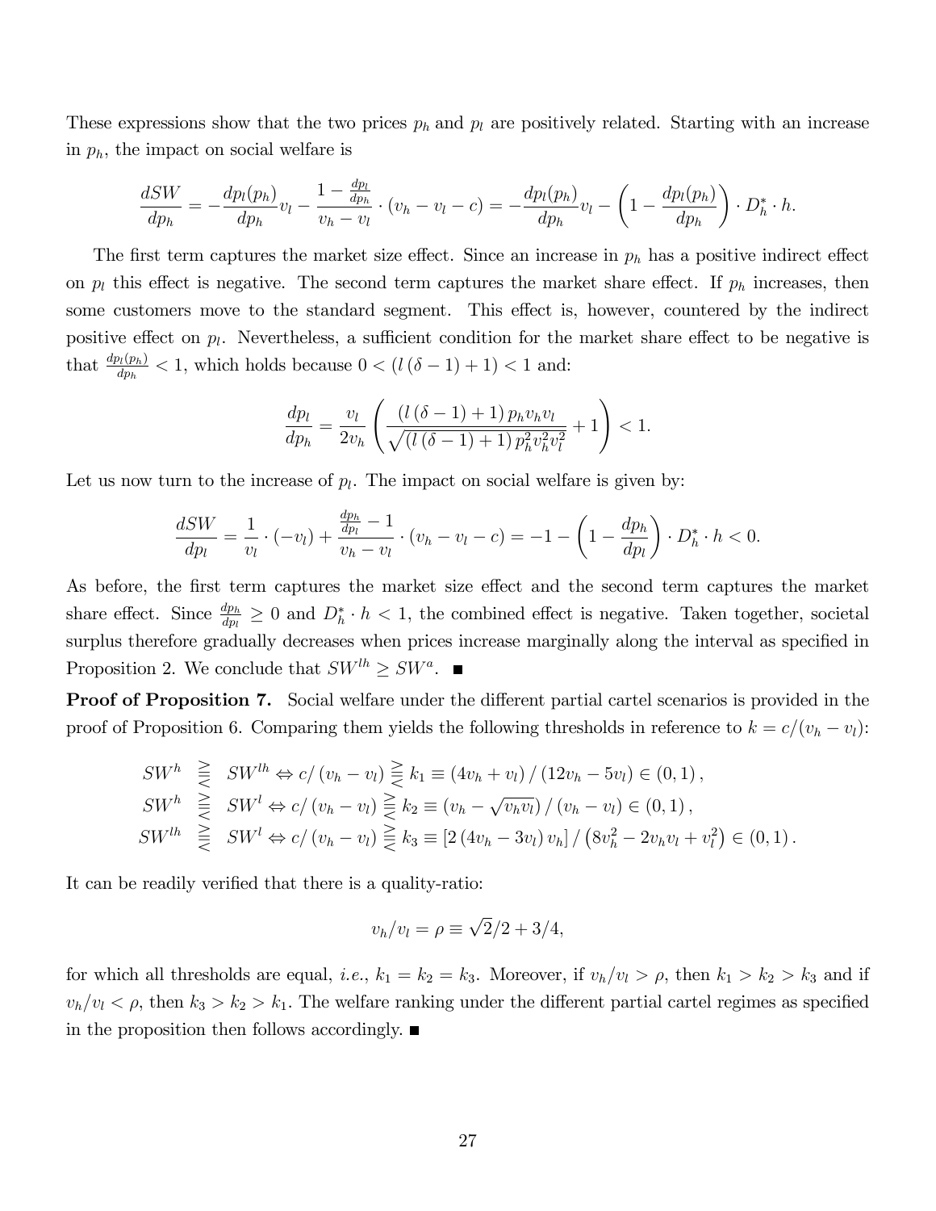These expressions show that the two prices $p_h$ and $p_l$ are positively related. Starting with an increase in $p_h$, the impact on social welfare is

$$\frac{dSW}{dp_h} = -\frac{dp_l(p_h)}{dp_h}v_l - \frac{1-\frac{dp_l}{dp_h}}{v_h - v_l} \cdot (v_h - v_l - c) = -\frac{dp_l(p_h)}{dp_h}v_l - \left(1 - \frac{dp_l(p_h)}{dp_h}\right) \cdot D_h^* \cdot h.$$

The first term captures the market size effect. Since an increase in $p_h$ has a positive indirect effect on $p_l$ this effect is negative. The second term captures the market share effect. If $p_h$ increases, then some customers move to the standard segment. This effect is, however, countered by the indirect positive effect on $p_l$. Nevertheless, a sufficient condition for the market share effect to be negative is that $\frac{dp_l(p_h)}{dp_h} < 1$, which holds because $0 < (l(\delta - 1) + 1) < 1$ and:

$$\frac{dp_l}{dp_h} = \frac{v_l}{2v_h}\left(\frac{(l(\delta-1)+1)\, p_h v_h v_l}{\sqrt{(l(\delta-1)+1)\, p_h^2 v_h^2 v_l^2}} + 1\right) < 1.$$

Let us now turn to the increase of $p_l$. The impact on social welfare is given by:

$$\frac{dSW}{dp_l} = \frac{1}{v_l} \cdot (-v_l) + \frac{\frac{dp_h}{dp_l} - 1}{v_h - v_l} \cdot (v_h - v_l - c) = -1 - \left(1 - \frac{dp_h}{dp_l}\right) \cdot D_h^* \cdot h < 0.$$

As before, the first term captures the market size effect and the second term captures the market share effect. Since $\frac{dp_h}{dp_l} \geq 0$ and $D_h^* \cdot h < 1$, the combined effect is negative. Taken together, societal surplus therefore gradually decreases when prices increase marginally along the interval as specified in Proposition 2. We conclude that $SW^{lh} \geq SW^a$. ■

**Proof of Proposition 7.** Social welfare under the different partial cartel scenarios is provided in the proof of Proposition 6. Comparing them yields the following thresholds in reference to $k = c/(v_h - v_l)$:

$$\begin{aligned}
SW^h &\gtreqless SW^{lh} \Leftrightarrow c/(v_h - v_l) \gtreqless k_1 \equiv (4v_h + v_l)/(12v_h - 5v_l) \in (0,1), \\
SW^h &\gtreqless SW^l \Leftrightarrow c/(v_h - v_l) \gtreqless k_2 \equiv (v_h - \sqrt{v_h v_l})/(v_h - v_l) \in (0,1), \\
SW^{lh} &\gtreqless SW^l \Leftrightarrow c/(v_h - v_l) \gtreqless k_3 \equiv [2(4v_h - 3v_l)v_h]/\left(8v_h^2 - 2v_h v_l + v_l^2\right) \in (0,1).
\end{aligned}$$

It can be readily verified that there is a quality-ratio:

$$v_h/v_l = \rho \equiv \sqrt{2}/2 + 3/4,$$

for which all thresholds are equal, *i.e.*, $k_1 = k_2 = k_3$. Moreover, if $v_h/v_l > \rho$, then $k_1 > k_2 > k_3$ and if $v_h/v_l < \rho$, then $k_3 > k_2 > k_1$. The welfare ranking under the different partial cartel regimes as specified in the proposition then follows accordingly. ■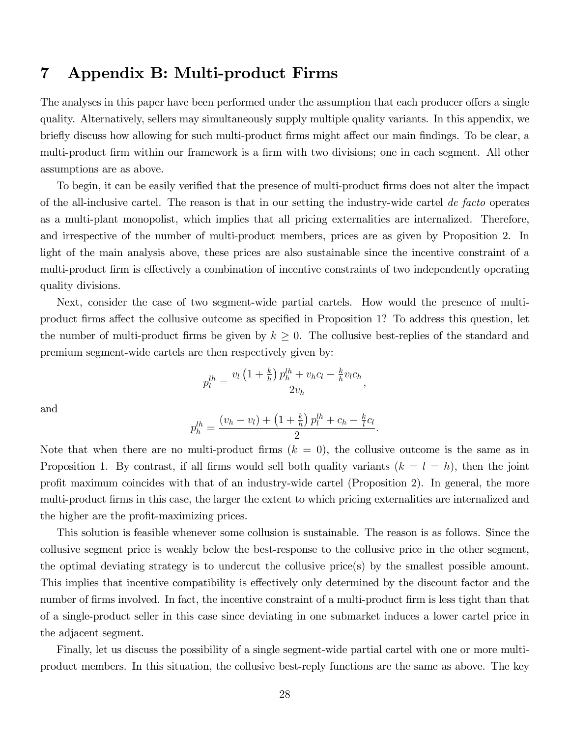# 7 Appendix B: Multi-product Firms

The analyses in this paper have been performed under the assumption that each producer offers a single quality. Alternatively, sellers may simultaneously supply multiple quality variants. In this appendix, we briefly discuss how allowing for such multi-product firms might affect our main findings. To be clear, a multi-product firm within our framework is a firm with two divisions; one in each segment. All other assumptions are as above.

To begin, it can be easily verified that the presence of multi-product firms does not alter the impact of the all-inclusive cartel. The reason is that in our setting the industry-wide cartel *de facto* operates as a multi-plant monopolist, which implies that all pricing externalities are internalized. Therefore, and irrespective of the number of multi-product members, prices are as given by Proposition 2. In light of the main analysis above, these prices are also sustainable since the incentive constraint of a multi-product firm is effectively a combination of incentive constraints of two independently operating quality divisions.

Next, consider the case of two segment-wide partial cartels. How would the presence of multi-product firms affect the collusive outcome as specified in Proposition 1? To address this question, let the number of multi-product firms be given by $k \geq 0$. The collusive best-replies of the standard and premium segment-wide cartels are then respectively given by:

$$p_l^{lh} = \frac{v_l \left(1 + \frac{k}{h}\right) p_h^{lh} + v_h c_l - \frac{k}{h} v_l c_h}{2 v_h},$$

and

$$p_h^{lh} = \frac{(v_h - v_l) + \left(1 + \frac{k}{h}\right) p_l^{lh} + c_h - \frac{k}{l} c_l}{2}.$$

Note that when there are no multi-product firms ($k = 0$), the collusive outcome is the same as in Proposition 1. By contrast, if all firms would sell both quality variants ($k = l = h$), then the joint profit maximum coincides with that of an industry-wide cartel (Proposition 2). In general, the more multi-product firms in this case, the larger the extent to which pricing externalities are internalized and the higher are the profit-maximizing prices.

This solution is feasible whenever some collusion is sustainable. The reason is as follows. Since the collusive segment price is weakly below the best-response to the collusive price in the other segment, the optimal deviating strategy is to undercut the collusive price(s) by the smallest possible amount. This implies that incentive compatibility is effectively only determined by the discount factor and the number of firms involved. In fact, the incentive constraint of a multi-product firm is less tight than that of a single-product seller in this case since deviating in one submarket induces a lower cartel price in the adjacent segment.

Finally, let us discuss the possibility of a single segment-wide partial cartel with one or more multi-product members. In this situation, the collusive best-reply functions are the same as above. The key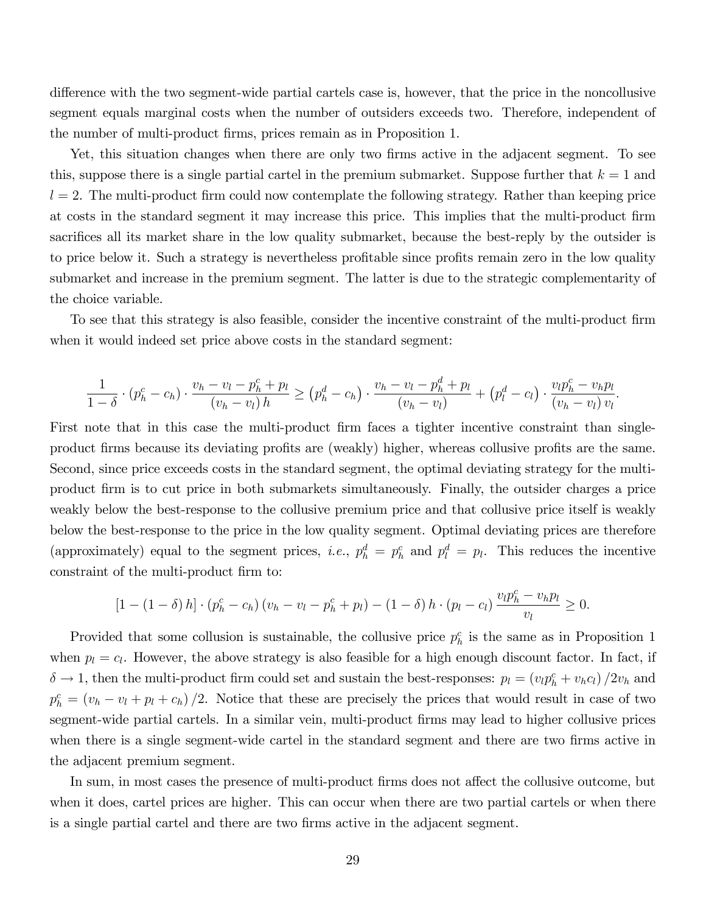difference with the two segment-wide partial cartels case is, however, that the price in the noncollusive segment equals marginal costs when the number of outsiders exceeds two. Therefore, independent of the number of multi-product firms, prices remain as in Proposition 1.

Yet, this situation changes when there are only two firms active in the adjacent segment. To see this, suppose there is a single partial cartel in the premium submarket. Suppose further that $k = 1$ and $l = 2$. The multi-product firm could now contemplate the following strategy. Rather than keeping price at costs in the standard segment it may increase this price. This implies that the multi-product firm sacrifices all its market share in the low quality submarket, because the best-reply by the outsider is to price below it. Such a strategy is nevertheless profitable since profits remain zero in the low quality submarket and increase in the premium segment. The latter is due to the strategic complementarity of the choice variable.

To see that this strategy is also feasible, consider the incentive constraint of the multi-product firm when it would indeed set price above costs in the standard segment:

$$\frac{1}{1-\delta} \cdot (p_h^c - c_h) \cdot \frac{v_h - v_l - p_h^c + p_l}{(v_h - v_l)\, h} \geq \left(p_h^d - c_h\right) \cdot \frac{v_h - v_l - p_h^d + p_l}{(v_h - v_l)} + \left(p_l^d - c_l\right) \cdot \frac{v_l p_h^c - v_h p_l}{(v_h - v_l)\, v_l}.$$

First note that in this case the multi-product firm faces a tighter incentive constraint than single-product firms because its deviating profits are (weakly) higher, whereas collusive profits are the same. Second, since price exceeds costs in the standard segment, the optimal deviating strategy for the multi-product firm is to cut price in both submarkets simultaneously. Finally, the outsider charges a price weakly below the best-response to the collusive premium price and that collusive price itself is weakly below the best-response to the price in the low quality segment. Optimal deviating prices are therefore (approximately) equal to the segment prices, *i.e.*, $p_h^d = p_h^c$ and $p_l^d = p_l$. This reduces the incentive constraint of the multi-product firm to:

$$\left[1 - (1-\delta)\, h\right] \cdot (p_h^c - c_h)\,(v_h - v_l - p_h^c + p_l) - (1-\delta)\, h \cdot (p_l - c_l)\, \frac{v_l p_h^c - v_h p_l}{v_l} \geq 0.$$

Provided that some collusion is sustainable, the collusive price $p_h^c$ is the same as in Proposition 1 when $p_l = c_l$. However, the above strategy is also feasible for a high enough discount factor. In fact, if $\delta \to 1$, then the multi-product firm could set and sustain the best-responses: $p_l = (v_l p_h^c + v_h c_l)/2v_h$ and $p_h^c = (v_h - v_l + p_l + c_h)/2$. Notice that these are precisely the prices that would result in case of two segment-wide partial cartels. In a similar vein, multi-product firms may lead to higher collusive prices when there is a single segment-wide cartel in the standard segment and there are two firms active in the adjacent premium segment.

In sum, in most cases the presence of multi-product firms does not affect the collusive outcome, but when it does, cartel prices are higher. This can occur when there are two partial cartels or when there is a single partial cartel and there are two firms active in the adjacent segment.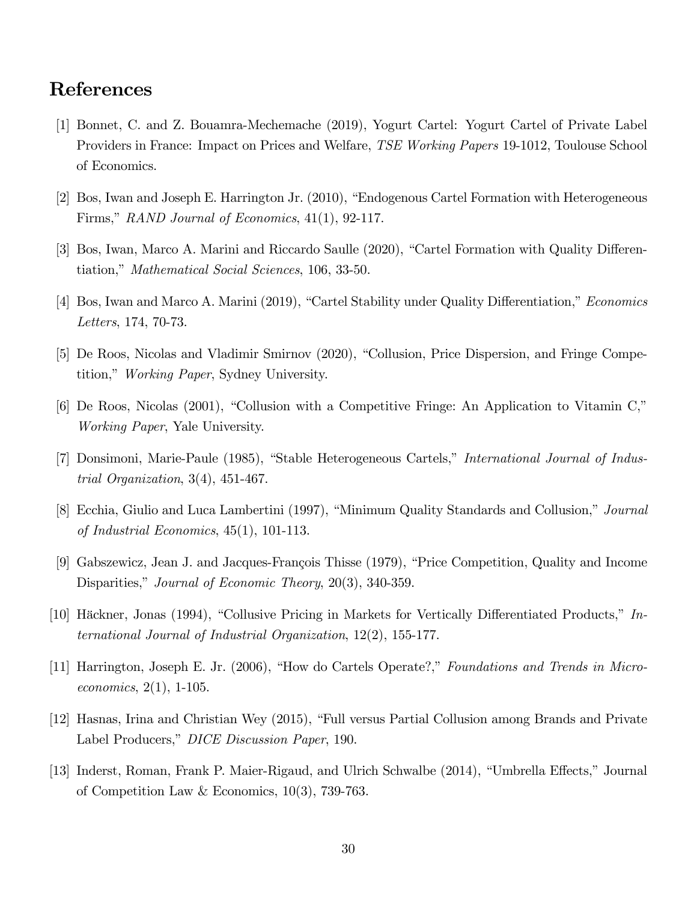# References

[1] Bonnet, C. and Z. Bouamra-Mechemache (2019), Yogurt Cartel: Yogurt Cartel of Private Label Providers in France: Impact on Prices and Welfare, *TSE Working Papers* 19-1012, Toulouse School of Economics.

[2] Bos, Iwan and Joseph E. Harrington Jr. (2010), "Endogenous Cartel Formation with Heterogeneous Firms," *RAND Journal of Economics*, 41(1), 92-117.

[3] Bos, Iwan, Marco A. Marini and Riccardo Saulle (2020), "Cartel Formation with Quality Differentiation," *Mathematical Social Sciences*, 106, 33-50.

[4] Bos, Iwan and Marco A. Marini (2019), "Cartel Stability under Quality Differentiation," *Economics Letters*, 174, 70-73.

[5] De Roos, Nicolas and Vladimir Smirnov (2020), "Collusion, Price Dispersion, and Fringe Competition," *Working Paper*, Sydney University.

[6] De Roos, Nicolas (2001), "Collusion with a Competitive Fringe: An Application to Vitamin C," *Working Paper*, Yale University.

[7] Donsimoni, Marie-Paule (1985), "Stable Heterogeneous Cartels," *International Journal of Industrial Organization*, 3(4), 451-467.

[8] Ecchia, Giulio and Luca Lambertini (1997), "Minimum Quality Standards and Collusion," *Journal of Industrial Economics*, 45(1), 101-113.

[9] Gabszewicz, Jean J. and Jacques-François Thisse (1979), "Price Competition, Quality and Income Disparities," *Journal of Economic Theory*, 20(3), 340-359.

[10] Häckner, Jonas (1994), "Collusive Pricing in Markets for Vertically Differentiated Products," *International Journal of Industrial Organization*, 12(2), 155-177.

[11] Harrington, Joseph E. Jr. (2006), "How do Cartels Operate?," *Foundations and Trends in Microeconomics*, 2(1), 1-105.

[12] Hasnas, Irina and Christian Wey (2015), "Full versus Partial Collusion among Brands and Private Label Producers," *DICE Discussion Paper*, 190.

[13] Inderst, Roman, Frank P. Maier-Rigaud, and Ulrich Schwalbe (2014), "Umbrella Effects," Journal of Competition Law & Economics, 10(3), 739-763.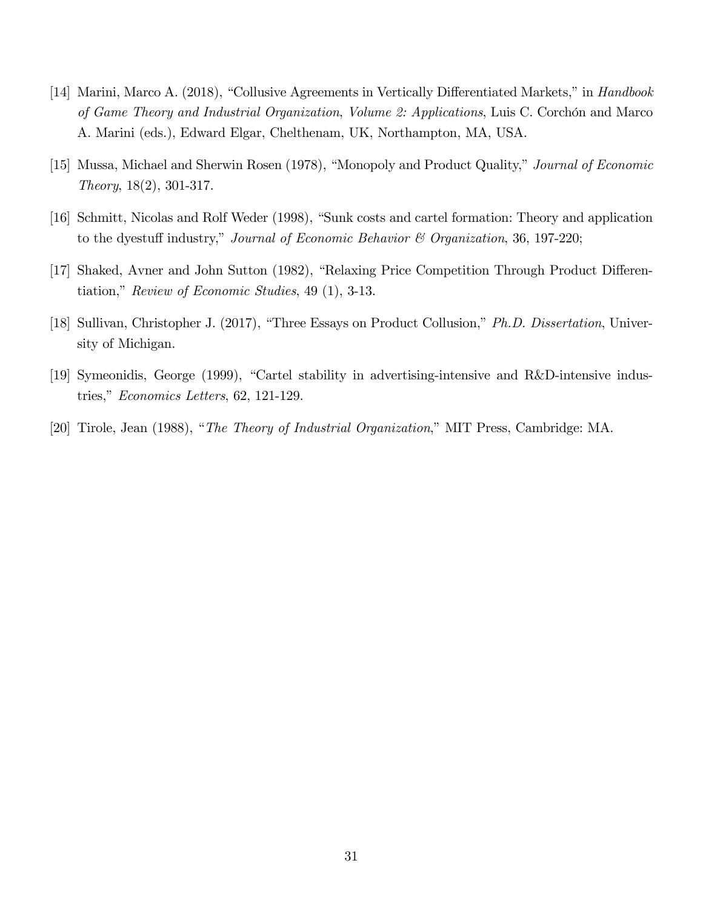[14] Marini, Marco A. (2018), "Collusive Agreements in Vertically Differentiated Markets," in *Handbook of Game Theory and Industrial Organization, Volume 2: Applications*, Luis C. Corchón and Marco A. Marini (eds.), Edward Elgar, Chelthenam, UK, Northampton, MA, USA.

[15] Mussa, Michael and Sherwin Rosen (1978), "Monopoly and Product Quality," *Journal of Economic Theory*, 18(2), 301-317.

[16] Schmitt, Nicolas and Rolf Weder (1998), "Sunk costs and cartel formation: Theory and application to the dyestuff industry," *Journal of Economic Behavior & Organization*, 36, 197-220;

[17] Shaked, Avner and John Sutton (1982), "Relaxing Price Competition Through Product Differentiation," *Review of Economic Studies*, 49 (1), 3-13.

[18] Sullivan, Christopher J. (2017), "Three Essays on Product Collusion," *Ph.D. Dissertation*, University of Michigan.

[19] Symeonidis, George (1999), "Cartel stability in advertising-intensive and R&D-intensive industries," *Economics Letters*, 62, 121-129.

[20] Tirole, Jean (1988), "*The Theory of Industrial Organization*," MIT Press, Cambridge: MA.